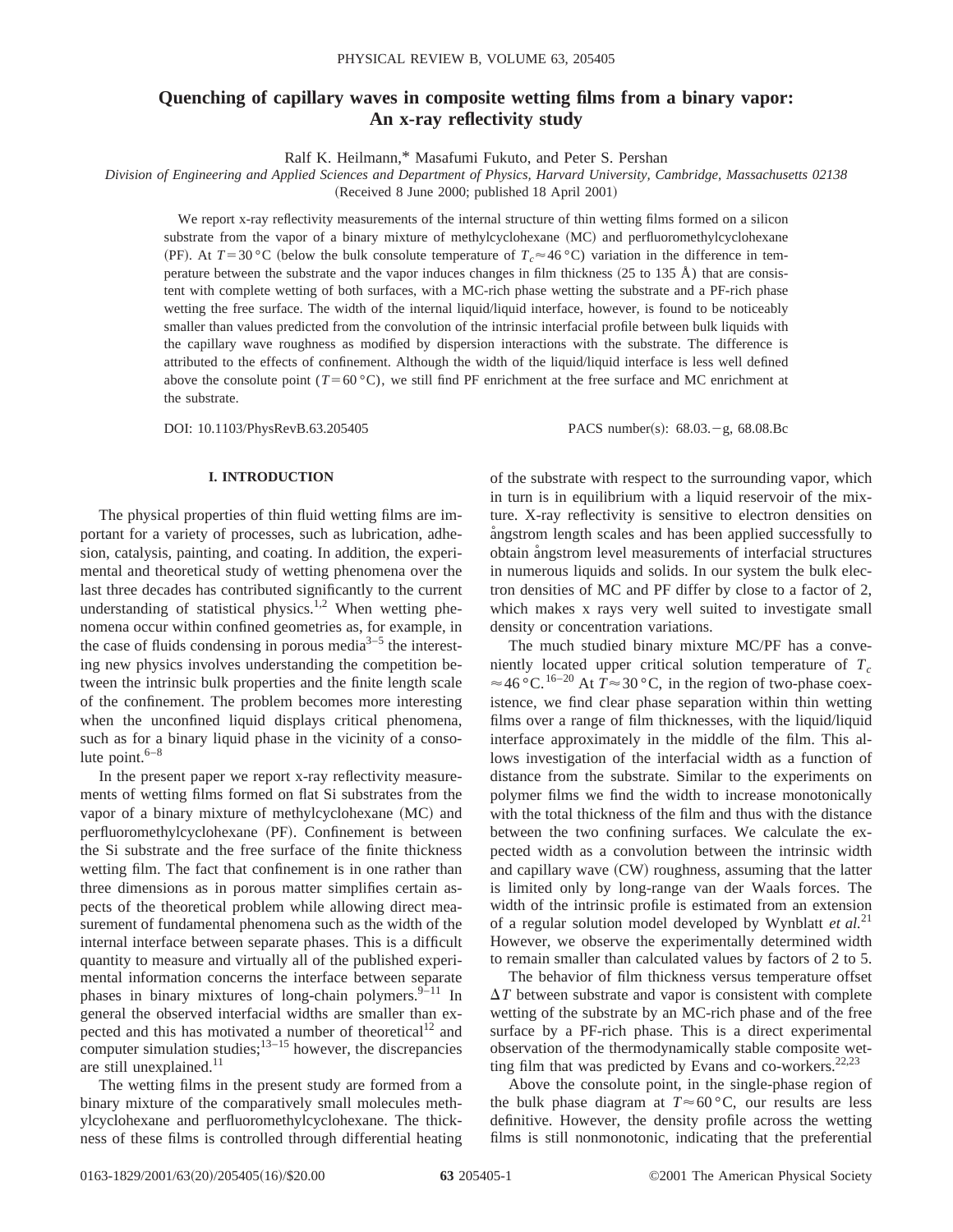# Quenching of capillary waves in composite wetting films from a binary vapor: An x-ray reflectivity study

Ralf K. Heilmann,* Masafumi Fukuto, and Peter S. Pershan

*Division of Engineering and Applied Sciences and Department of Physics, Harvard University, Cambridge, Massachusetts 02138*

(Received 8 June 2000; published 18 April 2001)

We report x-ray reflectivity measurements of the internal structure of thin wetting films formed on a silicon substrate from the vapor of a binary mixture of methylcyclohexane (MC) and perfluoromethylcyclohexane (PF). At $T=30\,°\mathrm{C}$ (below the bulk consolute temperature of $T_c \approx 46\,°\mathrm{C}$) variation in the difference in temperature between the substrate and the vapor induces changes in film thickness (25 to 135 Å) that are consistent with complete wetting of both surfaces, with a MC-rich phase wetting the substrate and a PF-rich phase wetting the free surface. The width of the internal liquid/liquid interface, however, is found to be noticeably smaller than values predicted from the convolution of the intrinsic interfacial profile between bulk liquids with the capillary wave roughness as modified by dispersion interactions with the substrate. The difference is attributed to the effects of confinement. Although the width of the liquid/liquid interface is less well defined above the consolute point ($T=60\,°\mathrm{C}$), we still find PF enrichment at the free surface and MC enrichment at the substrate.

DOI: 10.1103/PhysRevB.63.205405 PACS number(s): 68.03.−g, 68.08.Bc

## I. INTRODUCTION

The physical properties of thin fluid wetting films are important for a variety of processes, such as lubrication, adhesion, catalysis, painting, and coating. In addition, the experimental and theoretical study of wetting phenomena over the last three decades has contributed significantly to the current understanding of statistical physics.[1,2] When wetting phenomena occur within confined geometries as, for example, in the case of fluids condensing in porous media[3–5] the interesting new physics involves understanding the competition between the intrinsic bulk properties and the finite length scale of the confinement. The problem becomes more interesting when the unconfined liquid displays critical phenomena, such as for a binary liquid phase in the vicinity of a consolute point.[6–8]

In the present paper we report x-ray reflectivity measurements of wetting films formed on flat Si substrates from the vapor of a binary mixture of methylcyclohexane (MC) and perfluoromethylcyclohexane (PF). Confinement is between the Si substrate and the free surface of the finite thickness wetting film. The fact that confinement is in one rather than three dimensions as in porous matter simplifies certain aspects of the theoretical problem while allowing direct measurement of fundamental phenomena such as the width of the internal interface between separate phases. This is a difficult quantity to measure and virtually all of the published experimental information concerns the interface between separate phases in binary mixtures of long-chain polymers.[9–11] In general the observed interfacial widths are smaller than expected and this has motivated a number of theoretical[12] and computer simulation studies;[13–15] however, the discrepancies are still unexplained.[11]

The wetting films in the present study are formed from a binary mixture of the comparatively small molecules methylcyclohexane and perfluoromethylcyclohexane. The thickness of these films is controlled through differential heating of the substrate with respect to the surrounding vapor, which in turn is in equilibrium with a liquid reservoir of the mixture. X-ray reflectivity is sensitive to electron densities on ångstrom length scales and has been applied successfully to obtain ångstrom level measurements of interfacial structures in numerous liquids and solids. In our system the bulk electron densities of MC and PF differ by close to a factor of 2, which makes x rays very well suited to investigate small density or concentration variations.

The much studied binary mixture MC/PF has a conveniently located upper critical solution temperature of $T_c \approx 46\,°\mathrm{C}$.[16–20] At $T\approx 30\,°\mathrm{C}$, in the region of two-phase coexistence, we find clear phase separation within thin wetting films over a range of film thicknesses, with the liquid/liquid interface approximately in the middle of the film. This allows investigation of the interfacial width as a function of distance from the substrate. Similar to the experiments on polymer films we find the width to increase monotonically with the total thickness of the film and thus with the distance between the two confining surfaces. We calculate the expected width as a convolution between the intrinsic width and capillary wave (CW) roughness, assuming that the latter is limited only by long-range van der Waals forces. The width of the intrinsic profile is estimated from an extension of a regular solution model developed by Wynblatt *et al.*[21] However, we observe the experimentally determined width to remain smaller than calculated values by factors of 2 to 5.

The behavior of film thickness versus temperature offset $\Delta T$ between substrate and vapor is consistent with complete wetting of the substrate by an MC-rich phase and of the free surface by a PF-rich phase. This is a direct experimental observation of the thermodynamically stable composite wetting film that was predicted by Evans and co-workers.[22,23]

Above the consolute point, in the single-phase region of the bulk phase diagram at $T\approx 60\,°\mathrm{C}$, our results are less definitive. However, the density profile across the wetting films is still nonmonotonic, indicating that the preferential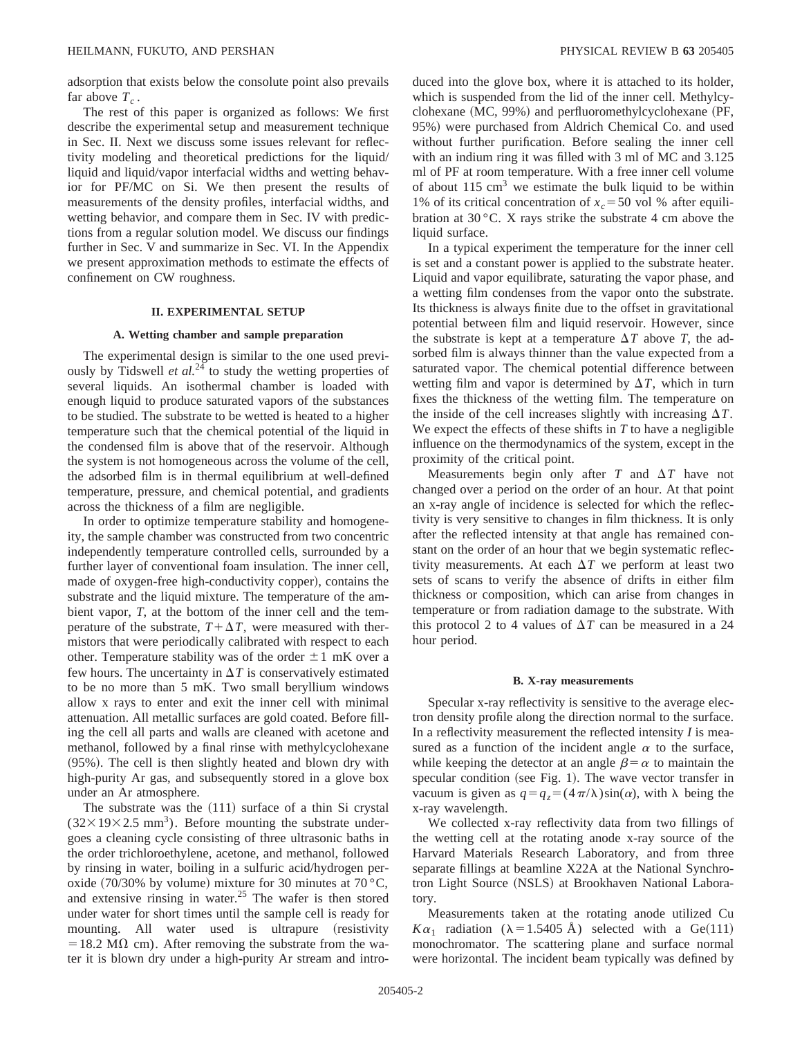adsorption that exists below the consolute point also prevails far above $T_c$.

The rest of this paper is organized as follows: We first describe the experimental setup and measurement technique in Sec. II. Next we discuss some issues relevant for reflectivity modeling and theoretical predictions for the liquid/liquid and liquid/vapor interfacial widths and wetting behavior for PF/MC on Si. We then present the results of measurements of the density profiles, interfacial widths, and wetting behavior, and compare them in Sec. IV with predictions from a regular solution model. We discuss our findings further in Sec. V and summarize in Sec. VI. In the Appendix we present approximation methods to estimate the effects of confinement on CW roughness.

## II. EXPERIMENTAL SETUP

### A. Wetting chamber and sample preparation

The experimental design is similar to the one used previously by Tidswell *et al.*[24] to study the wetting properties of several liquids. An isothermal chamber is loaded with enough liquid to produce saturated vapors of the substances to be studied. The substrate to be wetted is heated to a higher temperature such that the chemical potential of the liquid in the condensed film is above that of the reservoir. Although the system is not homogeneous across the volume of the cell, the adsorbed film is in thermal equilibrium at well-defined temperature, pressure, and chemical potential, and gradients across the thickness of a film are negligible.

In order to optimize temperature stability and homogeneity, the sample chamber was constructed from two concentric independently temperature controlled cells, surrounded by a further layer of conventional foam insulation. The inner cell, made of oxygen-free high-conductivity copper), contains the substrate and the liquid mixture. The temperature of the ambient vapor, $T$, at the bottom of the inner cell and the temperature of the substrate, $T+\Delta T$, were measured with thermistors that were periodically calibrated with respect to each other. Temperature stability was of the order $\pm 1$ mK over a few hours. The uncertainty in $\Delta T$ is conservatively estimated to be no more than 5 mK. Two small beryllium windows allow x rays to enter and exit the inner cell with minimal attenuation. All metallic surfaces are gold coated. Before filling the cell all parts and walls are cleaned with acetone and methanol, followed by a final rinse with methylcyclohexane (95%). The cell is then slightly heated and blown dry with high-purity Ar gas, and subsequently stored in a glove box under an Ar atmosphere.

The substrate was the (111) surface of a thin Si crystal ($32\times 19\times 2.5$ mm$^3$). Before mounting the substrate undergoes a cleaning cycle consisting of three ultrasonic baths in the order trichloroethylene, acetone, and methanol, followed by rinsing in water, boiling in a sulfuric acid/hydrogen peroxide (70/30% by volume) mixture for 30 minutes at 70 °C, and extensive rinsing in water.[25] The wafer is then stored under water for short times until the sample cell is ready for mounting. All water used is ultrapure (resistivity $=18.2$ M$\Omega$ cm). After removing the substrate from the water it is blown dry under a high-purity Ar stream and introduced into the glove box, where it is attached to its holder, which is suspended from the lid of the inner cell. Methylcyclohexane (MC, 99%) and perfluoromethylcyclohexane (PF, 95%) were purchased from Aldrich Chemical Co. and used without further purification. Before sealing the inner cell with an indium ring it was filled with 3 ml of MC and 3.125 ml of PF at room temperature. With a free inner cell volume of about 115 cm$^3$ we estimate the bulk liquid to be within 1% of its critical concentration of $x_c=50$ vol % after equilibration at 30 °C. X rays strike the substrate 4 cm above the liquid surface.

In a typical experiment the temperature for the inner cell is set and a constant power is applied to the substrate heater. Liquid and vapor equilibrate, saturating the vapor phase, and a wetting film condenses from the vapor onto the substrate. Its thickness is always finite due to the offset in gravitational potential between film and liquid reservoir. However, since the substrate is kept at a temperature $\Delta T$ above $T$, the adsorbed film is always thinner than the value expected from a saturated vapor. The chemical potential difference between wetting film and vapor is determined by $\Delta T$, which in turn fixes the thickness of the wetting film. The temperature on the inside of the cell increases slightly with increasing $\Delta T$. We expect the effects of these shifts in $T$ to have a negligible influence on the thermodynamics of the system, except in the proximity of the critical point.

Measurements begin only after $T$ and $\Delta T$ have not changed over a period on the order of an hour. At that point an x-ray angle of incidence is selected for which the reflectivity is very sensitive to changes in film thickness. It is only after the reflected intensity at that angle has remained constant on the order of an hour that we begin systematic reflectivity measurements. At each $\Delta T$ we perform at least two sets of scans to verify the absence of drifts in either film thickness or composition, which can arise from changes in temperature or from radiation damage to the substrate. With this protocol 2 to 4 values of $\Delta T$ can be measured in a 24 hour period.

### B. X-ray measurements

Specular x-ray reflectivity is sensitive to the average electron density profile along the direction normal to the surface. In a reflectivity measurement the reflected intensity $I$ is measured as a function of the incident angle $\alpha$ to the surface, while keeping the detector at an angle $\beta=\alpha$ to maintain the specular condition (see Fig. 1). The wave vector transfer in vacuum is given as $q=q_z=(4\pi/\lambda)\sin(\alpha)$, with $\lambda$ being the x-ray wavelength.

We collected x-ray reflectivity data from two fillings of the wetting cell at the rotating anode x-ray source of the Harvard Materials Research Laboratory, and from three separate fillings at beamline X22A at the National Synchrotron Light Source (NSLS) at Brookhaven National Laboratory.

Measurements taken at the rotating anode utilized Cu $K\alpha_1$ radiation ($\lambda=1.5405$ Å) selected with a Ge(111) monochromator. The scattering plane and surface normal were horizontal. The incident beam typically was defined by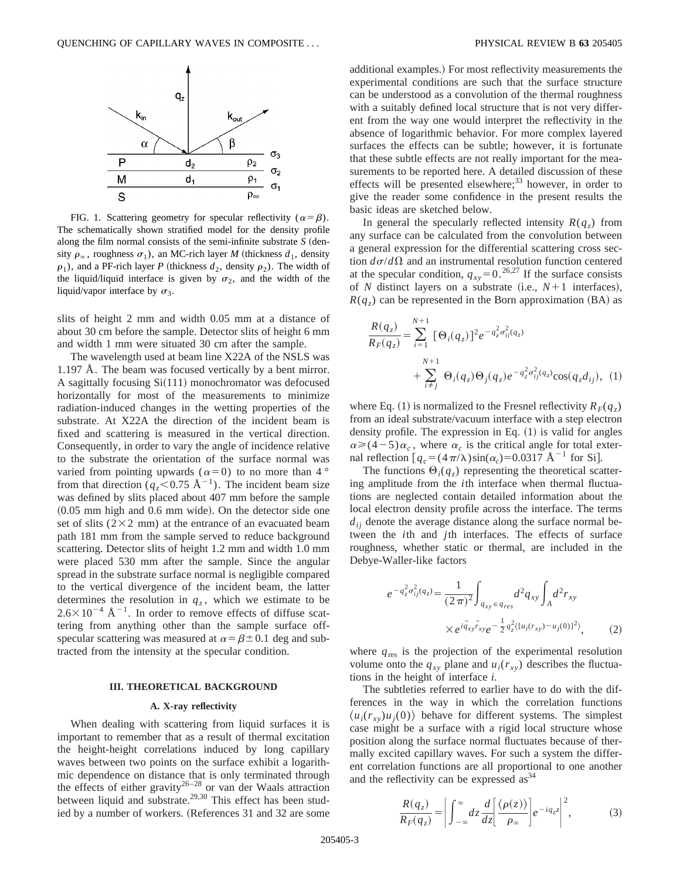FIG. 1. Scattering geometry for specular reflectivity ($\alpha=\beta$). The schematically shown stratified model for the density profile along the film normal consists of the semi-infinite substrate $S$ (density $\rho_\infty$, roughness $\sigma_1$), an MC-rich layer $M$ (thickness $d_1$, density $\rho_1$), and a PF-rich layer $P$ (thickness $d_2$, density $\rho_2$). The width of the liquid/liquid interface is given by $\sigma_2$, and the width of the liquid/vapor interface by $\sigma_3$.

slits of height 2 mm and width 0.05 mm at a distance of about 30 cm before the sample. Detector slits of height 6 mm and width 1 mm were situated 30 cm after the sample.

The wavelength used at beam line X22A of the NSLS was 1.197 Å. The beam was focused vertically by a bent mirror. A sagittally focusing Si(111) monochromator was defocused horizontally for most of the measurements to minimize radiation-induced changes in the wetting properties of the substrate. At X22A the direction of the incident beam is fixed and scattering is measured in the vertical direction. Consequently, in order to vary the angle of incidence relative to the substrate the orientation of the surface normal was varied from pointing upwards ($\alpha=0$) to no more than 4° from that direction ($q_z<0.75$ Å$^{-1}$). The incident beam size was defined by slits placed about 407 mm before the sample (0.05 mm high and 0.6 mm wide). On the detector side one set of slits (2×2 mm) at the entrance of an evacuated beam path 181 mm from the sample served to reduce background scattering. Detector slits of height 1.2 mm and width 1.0 mm were placed 530 mm after the sample. Since the angular spread in the substrate surface normal is negligible compared to the vertical divergence of the incident beam, the latter determines the resolution in $q_z$, which we estimate to be $2.6\times10^{-4}$ Å$^{-1}$. In order to remove effects of diffuse scattering from anything other than the sample surface off-specular scattering was measured at $\alpha=\beta\pm0.1$ deg and subtracted from the intensity at the specular condition.

### III. THEORETICAL BACKGROUND

#### A. X-ray reflectivity

When dealing with scattering from liquid surfaces it is important to remember that as a result of thermal excitation the height-height correlations induced by long capillary waves between two points on the surface exhibit a logarithmic dependence on distance that is only terminated through the effects of either gravity[26–28] or van der Waals attraction between liquid and substrate.[29,30] This effect has been studied by a number of workers. (References 31 and 32 are some additional examples.) For most reflectivity measurements the experimental conditions are such that the surface structure can be understood as a convolution of the thermal roughness with a suitably defined local structure that is not very different from the way one would interpret the reflectivity in the absence of logarithmic behavior. For more complex layered surfaces the effects can be subtle; however, it is fortunate that these subtle effects are not really important for the measurements to be reported here. A detailed discussion of these effects will be presented elsewhere;[33] however, in order to give the reader some confidence in the present results the basic ideas are sketched below.

In general the specularly reflected intensity $R(q_z)$ from any surface can be calculated from the convolution between a general expression for the differential scattering cross section $d\sigma/d\Omega$ and an instrumental resolution function centered at the specular condition, $q_{xy}=0$.[26,27] If the surface consists of $N$ distinct layers on a substrate (i.e., $N+1$ interfaces), $R(q_z)$ can be represented in the Born approximation (BA) as

$$\frac{R(q_z)}{R_F(q_z)}=\sum_{i=1}^{N+1}[\Theta_i(q_z)]^2 e^{-q_z^2\sigma_{ii}^2(q_z)}+\sum_{i\neq j}^{N+1}\Theta_i(q_z)\Theta_j(q_z)e^{-q_z^2\sigma_{ij}^2(q_z)}\cos(q_z d_{ij}),\quad(1)$$

where Eq. (1) is normalized to the Fresnel reflectivity $R_F(q_z)$ from an ideal substrate/vacuum interface with a step electron density profile. The expression in Eq. (1) is valid for angles $\alpha\geqslant(4-5)\alpha_c$, where $\alpha_c$ is the critical angle for total external reflection [$q_c=(4\pi/\lambda)\sin(\alpha_c)=0.0317$ Å$^{-1}$ for Si].

The functions $\Theta_i(q_z)$ representing the theoretical scattering amplitude from the $i$th interface when thermal fluctuations are neglected contain detailed information about the local electron density profile across the interface. The terms $d_{ij}$ denote the average distance along the surface normal between the $i$th and $j$th interfaces. The effects of surface roughness, whether static or thermal, are included in the Debye-Waller-like factors

$$e^{-q_z^2\sigma_{ij}^2(q_z)}=\frac{1}{(2\pi)^2}\int_{q_{xy}\in q_{res}}d^2q_{xy}\int_A d^2r_{xy}\times e^{i\vec{q}_{xy}\vec{r}_{xy}}e^{-\frac{1}{2}q_z^2\langle[u_i(r_{xy})-u_j(0)]^2\rangle},\quad(2)$$

where $q_{\rm res}$ is the projection of the experimental resolution volume onto the $q_{xy}$ plane and $u_i(r_{xy})$ describes the fluctuations in the height of interface $i$.

The subtleties referred to earlier have to do with the differences in the way in which the correlation functions $\langle u_i(r_{xy})u_j(0)\rangle$ behave for different systems. The simplest case might be a surface with a rigid local structure whose position along the surface normal fluctuates because of thermally excited capillary waves. For such a system the different correlation functions are all proportional to one another and the reflectivity can be expressed as[34]

$$\frac{R(q_z)}{R_F(q_z)}=\left|\int_{-\infty}^{\infty}dz\frac{d}{dz}\left[\frac{\langle\rho(z)\rangle}{\rho_\infty}\right]e^{-iq_z z}\right|^2,\quad(3)$$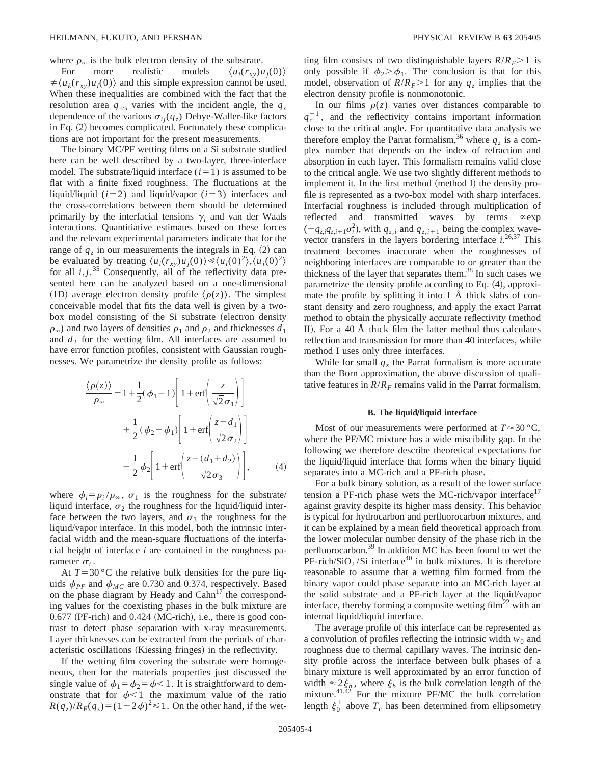where $\rho_\infty$ is the bulk electron density of the substrate.

For more realistic models $\langle u_i(r_{xy}) u_j(0) \rangle \neq \langle u_k(r_{xy}) u_l(0) \rangle$ and this simple expression cannot be used. When these inequalities are combined with the fact that the resolution area $q_{\rm res}$ varies with the incident angle, the $q_z$ dependence of the various $\sigma_{ij}(q_z)$ Debye-Waller-like factors in Eq. (2) becomes complicated. Fortunately these complications are not important for the present measurements.

The binary MC/PF wetting films on a Si substrate studied here can be well described by a two-layer, three-interface model. The substrate/liquid interface ($i=1$) is assumed to be flat with a finite fixed roughness. The fluctuations at the liquid/liquid ($i=2$) and liquid/vapor ($i=3$) interfaces and the cross-correlations between them should be determined primarily by the interfacial tensions $\gamma_i$ and van der Waals interactions. Quantitiative estimates based on these forces and the relevant experimental parameters indicate that for the range of $q_z$ in our measurements the integrals in Eq. (2) can be evaluated by treating $\langle u_i(r_{xy}) u_j(0) \rangle \ll \langle u_i(0)^2 \rangle, \langle u_j(0)^2 \rangle$ for all $i,j$.[35] Consequently, all of the reflectivity data presented here can be analyzed based on a one-dimensional (1D) average electron density profile $\langle \rho(z) \rangle$. The simplest conceivable model that fits the data well is given by a two-box model consisting of the Si substrate (electron density $\rho_\infty$) and two layers of densities $\rho_1$ and $\rho_2$ and thicknesses $d_1$ and $d_2$ for the wetting film. All interfaces are assumed to have error function profiles, consistent with Gaussian roughnesses. We parametrize the density profile as follows:

$$\frac{\langle \rho(z) \rangle}{\rho_\infty} = 1 + \frac{1}{2}(\phi_1 - 1)\left[1 + \mathrm{erf}\left(\frac{z}{\sqrt{2}\sigma_1}\right)\right] + \frac{1}{2}(\phi_2 - \phi_1)\left[1 + \mathrm{erf}\left(\frac{z-d_1}{\sqrt{2}\sigma_2}\right)\right] - \frac{1}{2}\phi_2\left[1 + \mathrm{erf}\left(\frac{z-(d_1+d_2)}{\sqrt{2}\sigma_3}\right)\right], \qquad (4)$$

where $\phi_i = \rho_i/\rho_\infty$, $\sigma_1$ is the roughness for the substrate/liquid interface, $\sigma_2$ the roughness for the liquid/liquid interface between the two layers, and $\sigma_3$ the roughness for the liquid/vapor interface. In this model, both the intrinsic interfacial width and the mean-square fluctuations of the interfacial height of interface $i$ are contained in the roughness parameter $\sigma_i$.

At $T=30\,^\circ\mathrm{C}$ the relative bulk densities for the pure liquids $\phi_{PF}$ and $\phi_{MC}$ are 0.730 and 0.374, respectively. Based on the phase diagram by Heady and Cahn[17] the corresponding values for the coexisting phases in the bulk mixture are 0.677 (PF-rich) and 0.424 (MC-rich), i.e., there is good contrast to detect phase separation with x-ray measurements. Layer thicknesses can be extracted from the periods of characteristic oscillations (Kiessing fringes) in the reflectivity.

If the wetting film covering the substrate were homogeneous, then for the materials properties just discussed the single value of $\phi_1 = \phi_2 = \phi < 1$. It is straightforward to demonstrate that for $\phi < 1$ the maximum value of the ratio $R(q_z)/R_F(q_z) = (1-2\phi)^2 \leqslant 1$. On the other hand, if the wetting film consists of two distinguishable layers $R/R_F > 1$ is only possible if $\phi_2 > \phi_1$. The conclusion is that for this model, observation of $R/R_F > 1$ for any $q_z$ implies that the electron density profile is nonmonotonic.

In our films $\rho(z)$ varies over distances comparable to $q_c^{-1}$, and the reflectivity contains important information close to the critical angle. For quantitative data analysis we therefore employ the Parrat formalism,[36] where $q_z$ is a complex number that depends on the index of refraction and absorption in each layer. This formalism remains valid close to the critical angle. We use two slightly different methods to implement it. In the first method (method I) the density profile is represented as a two-box model with sharp interfaces. Interfacial roughness is included through multiplication of reflected and transmitted waves by terms $\propto \exp(-q_{z,i} q_{z,i+1} \sigma_i^2)$, with $q_{z,i}$ and $q_{z,i+1}$ being the complex wave-vector transfers in the layers bordering interface $i$.[26,37] This treatment becomes inaccurate when the roughnesses of neighboring interfaces are comparable to or greater than the thickness of the layer that separates them.[38] In such cases we parametrize the density profile according to Eq. (4), approximate the profile by splitting it into 1 Å thick slabs of constant density and zero roughness, and apply the exact Parrat method to obtain the physically accurate reflectivity (method II). For a 40 Å thick film the latter method thus calculates reflection and transmission for more than 40 interfaces, while method I uses only three interfaces.

While for small $q_z$ the Parrat formalism is more accurate than the Born approximation, the above discussion of qualitative features in $R/R_F$ remains valid in the Parrat formalism.

### B. The liquid/liquid interface

Most of our measurements were performed at $T \approx 30\,^\circ\mathrm{C}$, where the PF/MC mixture has a wide miscibility gap. In the following we therefore describe theoretical expectations for the liquid/liquid interface that forms when the binary liquid separates into a MC-rich and a PF-rich phase.

For a bulk binary solution, as a result of the lower surface tension a PF-rich phase wets the MC-rich/vapor interface[17] against gravity despite its higher mass density. This behavior is typical for hydrocarbon and perfluorocarbon mixtures, and it can be explained by a mean field theoretical approach from the lower molecular number density of the phase rich in the perfluorocarbon.[39] In addition MC has been found to wet the PF-rich/$SiO_2$/Si interface[40] in bulk mixtures. It is therefore reasonable to assume that a wetting film formed from the binary vapor could phase separate into an MC-rich layer at the solid substrate and a PF-rich layer at the liquid/vapor interface, thereby forming a composite wetting film[22] with an internal liquid/liquid interface.

The average profile of this interface can be represented as a convolution of profiles reflecting the intrinsic width $w_0$ and roughness due to thermal capillary waves. The intrinsic density profile across the interface between bulk phases of a binary mixture is well approximated by an error function of width $\approx 2\xi_b$, where $\xi_b$ is the bulk correlation length of the mixture.[41,42] For the mixture PF/MC the bulk correlation length $\xi_0^+$ above $T_c$ has been determined from ellipsometry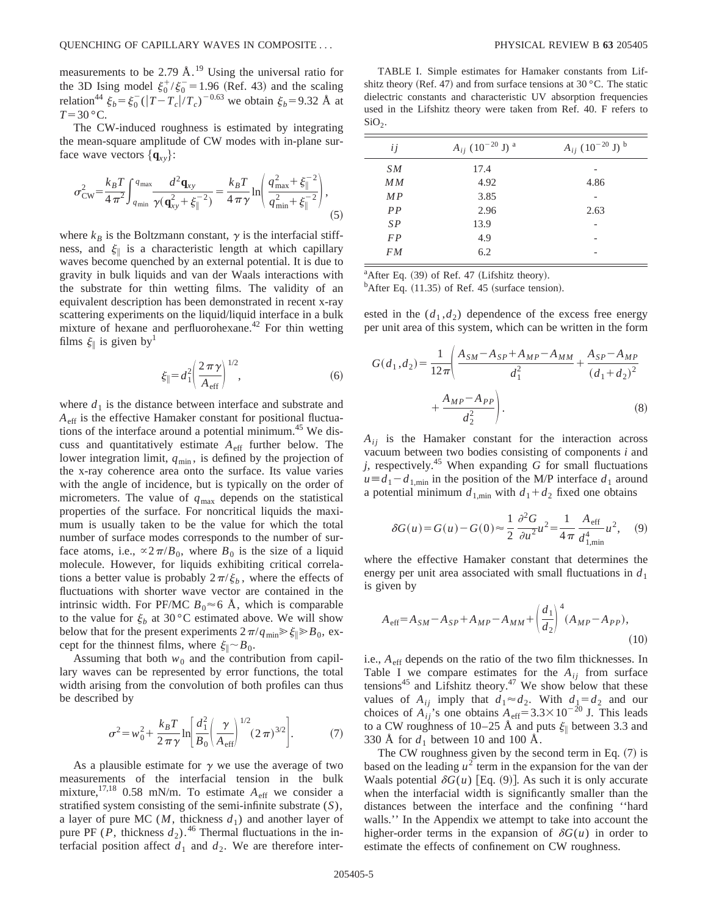measurements to be 2.79 Å.[19] Using the universal ratio for the 3D Ising model $\xi_0^+/\xi_0^- = 1.96$ (Ref. 43) and the scaling relation[44] $\xi_b = \xi_0^-(|T-T_c|/T_c)^{-0.63}$ we obtain $\xi_b = 9.32$ Å at $T = 30\,°\mathrm{C}$.

The CW-induced roughness is estimated by integrating the mean-square amplitude of CW modes with in-plane surface wave vectors $\{\mathbf{q}_{xy}\}$:

$$\sigma_{\mathrm{CW}}^2 = \frac{k_B T}{4\pi^2}\int_{q_{\min}}^{q_{\max}} \frac{d^2\mathbf{q}_{xy}}{\gamma(\mathbf{q}_{xy}^2 + \xi_\parallel^{-2})} = \frac{k_B T}{4\pi\gamma}\ln\left(\frac{q_{\max}^2 + \xi_\parallel^{-2}}{q_{\min}^2 + \xi_\parallel^{-2}}\right), \tag{5}$$

where $k_B$ is the Boltzmann constant, $\gamma$ is the interfacial stiffness, and $\xi_\parallel$ is a characteristic length at which capillary waves become quenched by an external potential. It is due to gravity in bulk liquids and van der Waals interactions with the substrate for thin wetting films. The validity of an equivalent description has been demonstrated in recent x-ray scattering experiments on the liquid/liquid interface in a bulk mixture of hexane and perfluorohexane.[42] For thin wetting films $\xi_\parallel$ is given by[1]

$$\xi_\parallel = d_1^2\left(\frac{2\pi\gamma}{A_{\mathrm{eff}}}\right)^{1/2}, \tag{6}$$

where $d_1$ is the distance between interface and substrate and $A_{\mathrm{eff}}$ is the effective Hamaker constant for positional fluctuations of the interface around a potential minimum.[45] We discuss and quantitatively estimate $A_{\mathrm{eff}}$ further below. The lower integration limit, $q_{\min}$, is defined by the projection of the x-ray coherence area onto the surface. Its value varies with the angle of incidence, but is typically on the order of micrometers. The value of $q_{\max}$ depends on the statistical properties of the surface. For noncritical liquids the maximum is usually taken to be the value for which the total number of surface modes corresponds to the number of surface atoms, i.e., $\propto 2\pi/B_0$, where $B_0$ is the size of a liquid molecule. However, for liquids exhibiting critical correlations a better value is probably $2\pi/\xi_b$, where the effects of fluctuations with shorter wave vector are contained in the intrinsic width. For PF/MC $B_0 \approx 6$ Å, which is comparable to the value for $\xi_b$ at 30 °C estimated above. We will show below that for the present experiments $2\pi/q_{\min} \gg \xi_\parallel \gg B_0$, except for the thinnest films, where $\xi_\parallel \sim B_0$.

Assuming that both $w_0$ and the contribution from capillary waves can be represented by error functions, the total width arising from the convolution of both profiles can thus be described by

$$\sigma^2 = w_0^2 + \frac{k_B T}{2\pi\gamma}\ln\left[\frac{d_1^2}{B_0}\left(\frac{\gamma}{A_{\mathrm{eff}}}\right)^{1/2}(2\pi)^{3/2}\right]. \tag{7}$$

As a plausible estimate for $\gamma$ we use the average of two measurements of the interfacial tension in the bulk mixture,[17,18] 0.58 mN/m. To estimate $A_{\mathrm{eff}}$ we consider a stratified system consisting of the semi-infinite substrate ($S$), a layer of pure MC ($M$, thickness $d_1$) and another layer of pure PF ($P$, thickness $d_2$).[46] Thermal fluctuations in the interfacial position affect $d_1$ and $d_2$. We are therefore interested in the $(d_1, d_2)$ dependence of the excess free energy per unit area of this system, which can be written in the form

TABLE I. Simple estimates for Hamaker constants from Lifshitz theory (Ref. 47) and from surface tensions at 30 °C. The static dielectric constants and characteristic UV absorption frequencies used in the Lifshitz theory were taken from Ref. 40. F refers to $SiO_2$.

| $ij$ | $A_{ij}$ ($10^{-20}$ J) [a] | $A_{ij}$ ($10^{-20}$ J) [b] |
|---|---|---|
| $SM$ | 17.4 | - |
| $MM$ | 4.92 | 4.86 |
| $MP$ | 3.85 | - |
| $PP$ | 2.96 | 2.63 |
| $SP$ | 13.9 | - |
| $FP$ | 4.9 | - |
| $FM$ | 6.2 | - |

[a]After Eq. (39) of Ref. 47 (Lifshitz theory).
[b]After Eq. (11.35) of Ref. 45 (surface tension).

$$G(d_1,d_2) = \frac{1}{12\pi}\left(\frac{A_{SM} - A_{SP} + A_{MP} - A_{MM}}{d_1^2} + \frac{A_{SP} - A_{MP}}{(d_1+d_2)^2} + \frac{A_{MP} - A_{PP}}{d_2^2}\right). \tag{8}$$

$A_{ij}$ is the Hamaker constant for the interaction across vacuum between two bodies consisting of components $i$ and $j$, respectively.[45] When expanding $G$ for small fluctuations $u \equiv d_1 - d_{1,\min}$ in the position of the M/P interface $d_1$ around a potential minimum $d_{1,\min}$ with $d_1 + d_2$ fixed one obtains

$$\delta G(u) = G(u) - G(0) \approx \frac{1}{2}\frac{\partial^2 G}{\partial u^2}u^2 = \frac{1}{4\pi}\frac{A_{\mathrm{eff}}}{d_{1,\min}^4}u^2, \tag{9}$$

where the effective Hamaker constant that determines the energy per unit area associated with small fluctuations in $d_1$ is given by

$$A_{\mathrm{eff}} = A_{SM} - A_{SP} + A_{MP} - A_{MM} + \left(\frac{d_1}{d_2}\right)^4 (A_{MP} - A_{PP}), \tag{10}$$

i.e., $A_{\mathrm{eff}}$ depends on the ratio of the two film thicknesses. In Table I we compare estimates for the $A_{ij}$ from surface tensions[45] and Lifshitz theory.[47] We show below that these values of $A_{ij}$ imply that $d_1 \approx d_2$. With $d_1 = d_2$ and our choices of $A_{ij}$'s one obtains $A_{\mathrm{eff}} = 3.3 \times 10^{-20}$ J. This leads to a CW roughness of 10–25 Å and puts $\xi_\parallel$ between 3.3 and 330 Å for $d_1$ between 10 and 100 Å.

The CW roughness given by the second term in Eq. (7) is based on the leading $u^2$ term in the expansion for the van der Waals potential $\delta G(u)$ [Eq. (9)]. As such it is only accurate when the interfacial width is significantly smaller than the distances between the interface and the confining "hard walls." In the Appendix we attempt to take into account the higher-order terms in the expansion of $\delta G(u)$ in order to estimate the effects of confinement on CW roughness.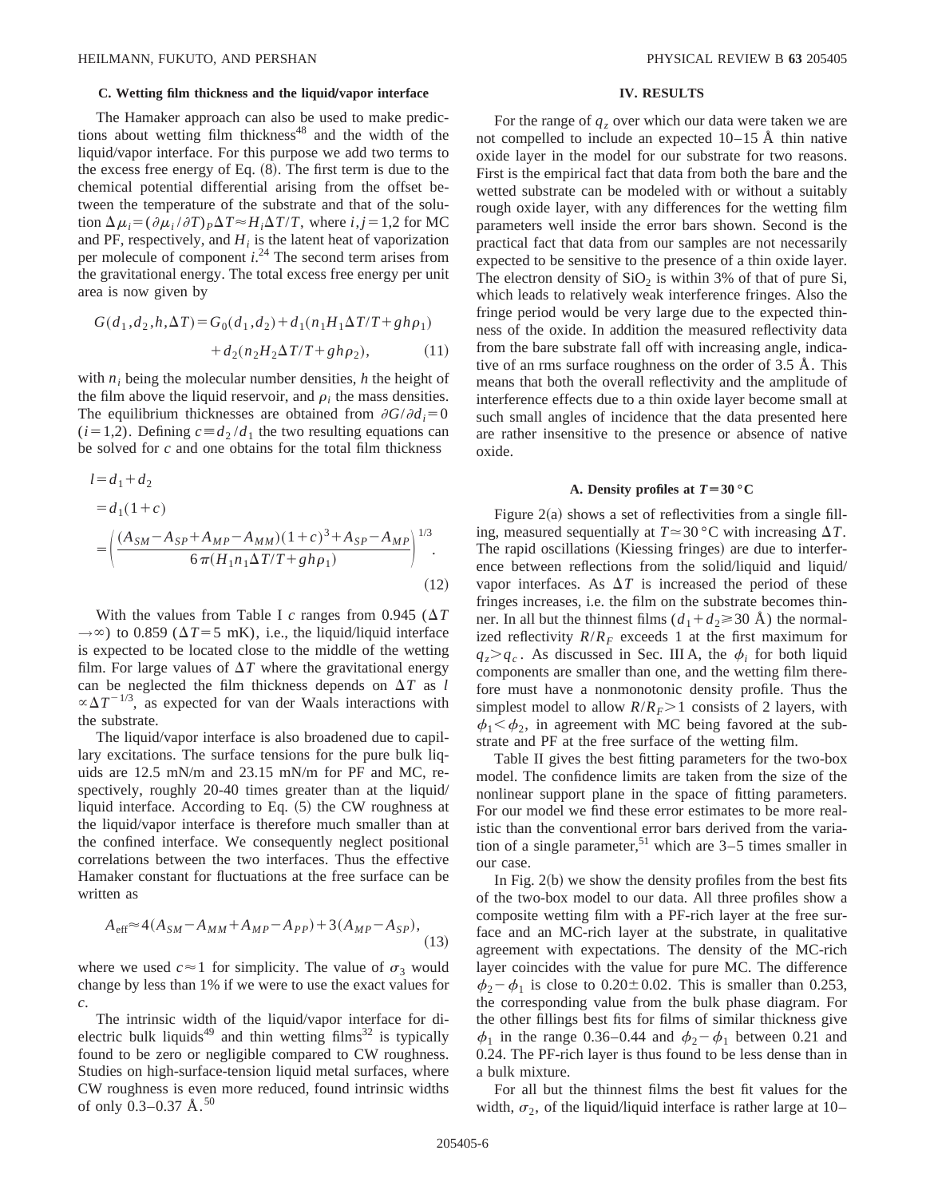### C. Wetting film thickness and the liquid/vapor interface

The Hamaker approach can also be used to make predictions about wetting film thickness[48] and the width of the liquid/vapor interface. For this purpose we add two terms to the excess free energy of Eq. (8). The first term is due to the chemical potential differential arising from the offset between the temperature of the substrate and that of the solution $\Delta\mu_i = (\partial\mu_i/\partial T)_P \Delta T \approx H_i \Delta T/T$, where $i,j=1,2$ for MC and PF, respectively, and $H_i$ is the latent heat of vaporization per molecule of component $i$.[24] The second term arises from the gravitational energy. The total excess free energy per unit area is now given by

$$G(d_1,d_2,h,\Delta T) = G_0(d_1,d_2) + d_1(n_1 H_1 \Delta T/T + gh\rho_1) + d_2(n_2 H_2 \Delta T/T + gh\rho_2), \tag{11}$$

with $n_i$ being the molecular number densities, $h$ the height of the film above the liquid reservoir, and $\rho_i$ the mass densities. The equilibrium thicknesses are obtained from $\partial G/\partial d_i = 0$ $(i=1,2)$. Defining $c \equiv d_2/d_1$ the two resulting equations can be solved for $c$ and one obtains for the total film thickness

$$\begin{aligned} l &= d_1 + d_2 \\ &= d_1(1+c) \\ &= \left( \frac{(A_{SM} - A_{SP} + A_{MP} - A_{MM})(1+c)^3 + A_{SP} - A_{MP}}{6\pi(H_1 n_1 \Delta T/T + gh\rho_1)} \right)^{1/3}. \end{aligned} \tag{12}$$

With the values from Table I $c$ ranges from 0.945 ($\Delta T \to \infty$) to 0.859 ($\Delta T = 5$ mK), i.e., the liquid/liquid interface is expected to be located close to the middle of the wetting film. For large values of $\Delta T$ where the gravitational energy can be neglected the film thickness depends on $\Delta T$ as $l \propto \Delta T^{-1/3}$, as expected for van der Waals interactions with the substrate.

The liquid/vapor interface is also broadened due to capillary excitations. The surface tensions for the pure bulk liquids are 12.5 mN/m and 23.15 mN/m for PF and MC, respectively, roughly 20-40 times greater than at the liquid/liquid interface. According to Eq. (5) the CW roughness at the liquid/vapor interface is therefore much smaller than at the confined interface. We consequently neglect positional correlations between the two interfaces. Thus the effective Hamaker constant for fluctuations at the free surface can be written as

$$A_{\text{eff}} \approx 4(A_{SM} - A_{MM} + A_{MP} - A_{PP}) + 3(A_{MP} - A_{SP}), \tag{13}$$

where we used $c \approx 1$ for simplicity. The value of $\sigma_3$ would change by less than 1% if we were to use the exact values for $c$.

The intrinsic width of the liquid/vapor interface for dielectric bulk liquids[49] and thin wetting films[32] is typically found to be zero or negligible compared to CW roughness. Studies on high-surface-tension liquid metal surfaces, where CW roughness is even more reduced, found intrinsic widths of only 0.3–0.37 Å.[50]

## IV. RESULTS

For the range of $q_z$ over which our data were taken we are not compelled to include an expected 10–15 Å thin native oxide layer in the model for our substrate for two reasons. First is the empirical fact that data from both the bare and the wetted substrate can be modeled with or without a suitably rough oxide layer, with any differences for the wetting film parameters well inside the error bars shown. Second is the practical fact that data from our samples are not necessarily expected to be sensitive to the presence of a thin oxide layer. The electron density of $SiO_2$ is within 3% of that of pure Si, which leads to relatively weak interference fringes. Also the fringe period would be very large due to the expected thinness of the oxide. In addition the measured reflectivity data from the bare substrate fall off with increasing angle, indicative of an rms surface roughness on the order of 3.5 Å. This means that both the overall reflectivity and the amplitude of interference effects due to a thin oxide layer become small at such small angles of incidence that the data presented here are rather insensitive to the presence or absence of native oxide.

### A. Density profiles at $T = 30\,°\text{C}$

Figure 2(a) shows a set of reflectivities from a single filling, measured sequentially at $T \simeq 30\,°\text{C}$ with increasing $\Delta T$. The rapid oscillations (Kiessing fringes) are due to interference between reflections from the solid/liquid and liquid/vapor interfaces. As $\Delta T$ is increased the period of these fringes increases, i.e. the film on the substrate becomes thinner. In all but the thinnest films ($d_1 + d_2 \geq 30$ Å) the normalized reflectivity $R/R_F$ exceeds 1 at the first maximum for $q_z > q_c$. As discussed in Sec. III A, the $\phi_i$ for both liquid components are smaller than one, and the wetting film therefore must have a nonmonotonic density profile. Thus the simplest model to allow $R/R_F > 1$ consists of 2 layers, with $\phi_1 < \phi_2$, in agreement with MC being favored at the substrate and PF at the free surface of the wetting film.

Table II gives the best fitting parameters for the two-box model. The confidence limits are taken from the size of the nonlinear support plane in the space of fitting parameters. For our model we find these error estimates to be more realistic than the conventional error bars derived from the variation of a single parameter,[51] which are 3–5 times smaller in our case.

In Fig. 2(b) we show the density profiles from the best fits of the two-box model to our data. All three profiles show a composite wetting film with a PF-rich layer at the free surface and an MC-rich layer at the substrate, in qualitative agreement with expectations. The density of the MC-rich layer coincides with the value for pure MC. The difference $\phi_2 - \phi_1$ is close to $0.20 \pm 0.02$. This is smaller than 0.253, the corresponding value from the bulk phase diagram. For the other fillings best fits for films of similar thickness give $\phi_1$ in the range 0.36–0.44 and $\phi_2 - \phi_1$ between 0.21 and 0.24. The PF-rich layer is thus found to be less dense than in a bulk mixture.

For all but the thinnest films the best fit values for the width, $\sigma_2$, of the liquid/liquid interface is rather large at 10–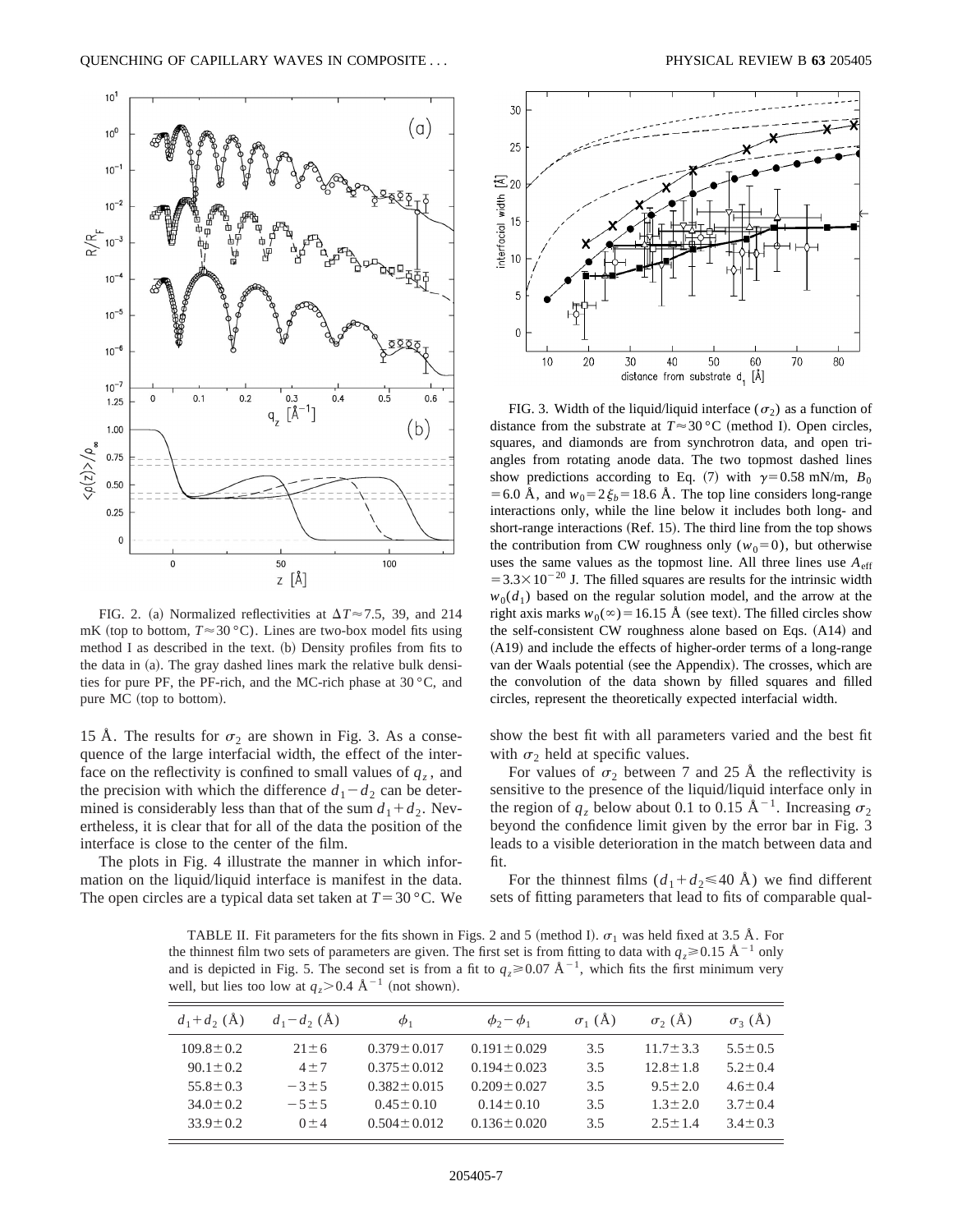FIG. 2. (a) Normalized reflectivities at $\Delta T \approx 7.5$, 39, and 214 mK (top to bottom, $T \approx 30\,°\mathrm{C}$). Lines are two-box model fits using method I as described in the text. (b) Density profiles from fits to the data in (a). The gray dashed lines mark the relative bulk densities for pure PF, the PF-rich, and the MC-rich phase at 30 °C, and pure MC (top to bottom).

FIG. 3. Width of the liquid/liquid interface ($\sigma_2$) as a function of distance from the substrate at $T \approx 30\,°\mathrm{C}$ (method I). Open circles, squares, and diamonds are from synchrotron data, and open triangles from rotating anode data. The two topmost dashed lines show predictions according to Eq. (7) with $\gamma = 0.58$ mN/m, $B_0 = 6.0$ Å, and $w_0 = 2\xi_b = 18.6$ Å. The top line considers long-range interactions only, while the line below it includes both long- and short-range interactions (Ref. 15). The third line from the top shows the contribution from CW roughness only ($w_0 = 0$), but otherwise uses the same values as the topmost line. All three lines use $A_{\mathrm{eff}} = 3.3 \times 10^{-20}$ J. The filled squares are results for the intrinsic width $w_0(d_1)$ based on the regular solution model, and the arrow at the right axis marks $w_0(\infty) = 16.15$ Å (see text). The filled circles show the self-consistent CW roughness alone based on Eqs. (A14) and (A19) and include the effects of higher-order terms of a long-range van der Waals potential (see the Appendix). The crosses, which are the convolution of the data shown by filled squares and filled circles, represent the theoretically expected interfacial width.

15 Å. The results for $\sigma_2$ are shown in Fig. 3. As a consequence of the large interfacial width, the effect of the interface on the reflectivity is confined to small values of $q_z$, and the precision with which the difference $d_1 - d_2$ can be determined is considerably less than that of the sum $d_1 + d_2$. Nevertheless, it is clear that for all of the data the position of the interface is close to the center of the film.

The plots in Fig. 4 illustrate the manner in which information on the liquid/liquid interface is manifest in the data. The open circles are a typical data set taken at $T = 30\,°\mathrm{C}$. We show the best fit with all parameters varied and the best fit with $\sigma_2$ held at specific values.

For values of $\sigma_2$ between 7 and 25 Å the reflectivity is sensitive to the presence of the liquid/liquid interface only in the region of $q_z$ below about 0.1 to 0.15 Å$^{-1}$. Increasing $\sigma_2$ beyond the confidence limit given by the error bar in Fig. 3 leads to a visible deterioration in the match between data and fit.

For the thinnest films ($d_1 + d_2 \leqslant 40$ Å) we find different sets of fitting parameters that lead to fits of comparable qual-

TABLE II. Fit parameters for the fits shown in Figs. 2 and 5 (method I). $\sigma_1$ was held fixed at 3.5 Å. For the thinnest film two sets of parameters are given. The first set is from fitting to data with $q_z \geqslant 0.15$ Å$^{-1}$ only and is depicted in Fig. 5. The second set is from a fit to $q_z \geqslant 0.07$ Å$^{-1}$, which fits the first minimum very well, but lies too low at $q_z > 0.4$ Å$^{-1}$ (not shown).

| $d_1+d_2$ (Å) | $d_1-d_2$ (Å) | $\phi_1$ | $\phi_2-\phi_1$ | $\sigma_1$ (Å) | $\sigma_2$ (Å) | $\sigma_3$ (Å) |
|---|---|---|---|---|---|---|
| $109.8 \pm 0.2$ | $21 \pm 6$ | $0.379 \pm 0.017$ | $0.191 \pm 0.029$ | 3.5 | $11.7 \pm 3.3$ | $5.5 \pm 0.5$ |
| $90.1 \pm 0.2$ | $4 \pm 7$ | $0.375 \pm 0.012$ | $0.194 \pm 0.023$ | 3.5 | $12.8 \pm 1.8$ | $5.2 \pm 0.4$ |
| $55.8 \pm 0.3$ | $-3 \pm 5$ | $0.382 \pm 0.015$ | $0.209 \pm 0.027$ | 3.5 | $9.5 \pm 2.0$ | $4.6 \pm 0.4$ |
| $34.0 \pm 0.2$ | $-5 \pm 5$ | $0.45 \pm 0.10$ | $0.14 \pm 0.10$ | 3.5 | $1.3 \pm 2.0$ | $3.7 \pm 0.4$ |
| $33.9 \pm 0.2$ | $0 \pm 4$ | $0.504 \pm 0.012$ | $0.136 \pm 0.020$ | 3.5 | $2.5 \pm 1.4$ | $3.4 \pm 0.3$ |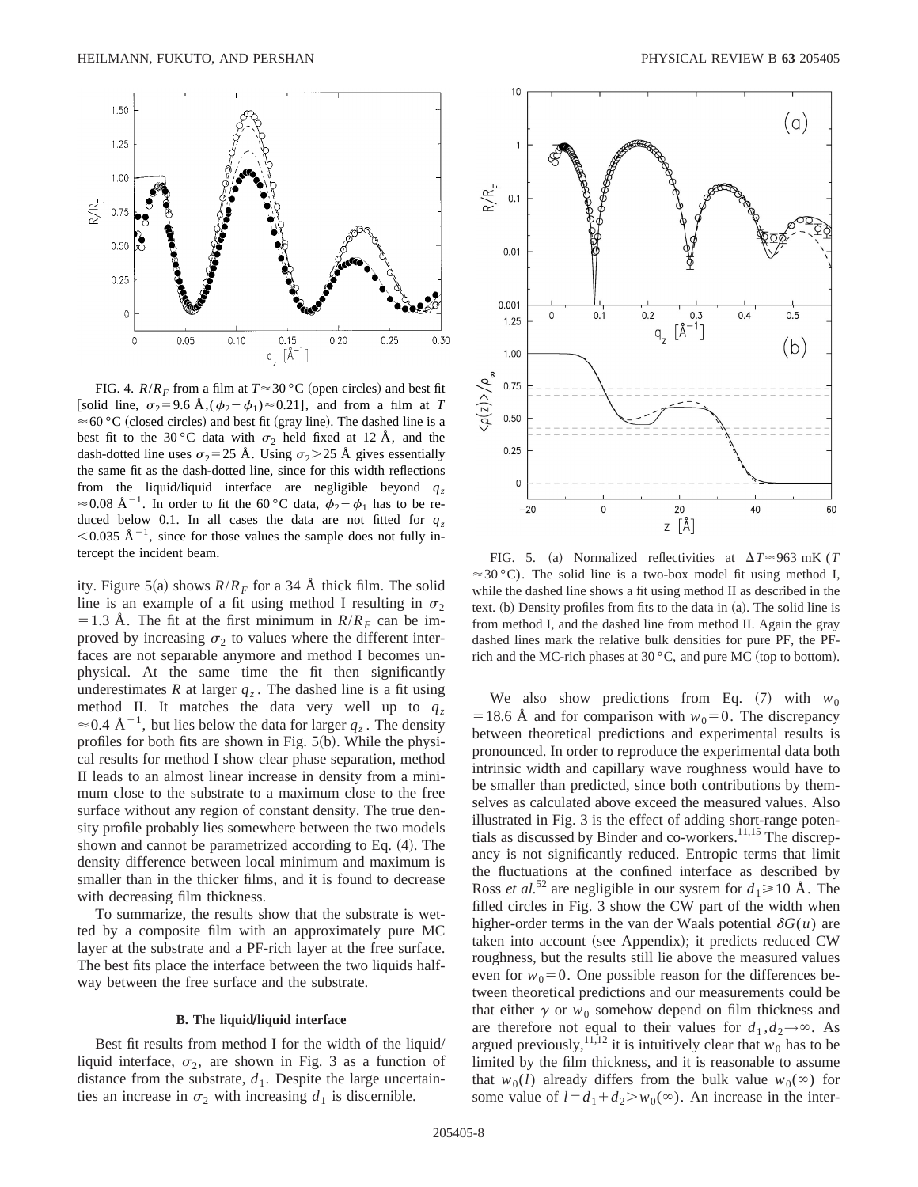FIG. 4. $R/R_F$ from a film at $T \approx 30\,°\mathrm{C}$ (open circles) and best fit [solid line, $\sigma_2 = 9.6$ Å, $(\phi_2 - \phi_1) \approx 0.21$], and from a film at $T \approx 60\,°\mathrm{C}$ (closed circles) and best fit (gray line). The dashed line is a best fit to the 30 °C data with $\sigma_2$ held fixed at 12 Å, and the dash-dotted line uses $\sigma_2 = 25$ Å. Using $\sigma_2 > 25$ Å gives essentially the same fit as the dash-dotted line, since for this width reflections from the liquid/liquid interface are negligible beyond $q_z \approx 0.08$ Å$^{-1}$. In order to fit the 60 °C data, $\phi_2 - \phi_1$ has to be reduced below 0.1. In all cases the data are not fitted for $q_z < 0.035$ Å$^{-1}$, since for those values the sample does not fully intercept the incident beam.

ity. Figure 5(a) shows $R/R_F$ for a 34 Å thick film. The solid line is an example of a fit using method I resulting in $\sigma_2 = 1.3$ Å. The fit at the first minimum in $R/R_F$ can be improved by increasing $\sigma_2$ to values where the different interfaces are not separable anymore and method I becomes unphysical. At the same time the fit then significantly underestimates $R$ at larger $q_z$. The dashed line is a fit using method II. It matches the data very well up to $q_z \approx 0.4$ Å$^{-1}$, but lies below the data for larger $q_z$. The density profiles for both fits are shown in Fig. 5(b). While the physical results for method I show clear phase separation, method II leads to an almost linear increase in density from a minimum close to the substrate to a maximum close to the free surface without any region of constant density. The true density profile probably lies somewhere between the two models shown and cannot be parametrized according to Eq. (4). The density difference between local minimum and maximum is smaller than in the thicker films, and it is found to decrease with decreasing film thickness.

To summarize, the results show that the substrate is wetted by a composite film with an approximately pure MC layer at the substrate and a PF-rich layer at the free surface. The best fits place the interface between the two liquids halfway between the free surface and the substrate.

### B. The liquid/liquid interface

Best fit results from method I for the width of the liquid/liquid interface, $\sigma_2$, are shown in Fig. 3 as a function of distance from the substrate, $d_1$. Despite the large uncertainties an increase in $\sigma_2$ with increasing $d_1$ is discernible.

FIG. 5. (a) Normalized reflectivities at $\Delta T \approx 963$ mK ($T \approx 30\,°\mathrm{C}$). The solid line is a two-box model fit using method I, while the dashed line shows a fit using method II as described in the text. (b) Density profiles from fits to the data in (a). The solid line is from method I, and the dashed line from method II. Again the gray dashed lines mark the relative bulk densities for pure PF, the PF-rich and the MC-rich phases at 30 °C, and pure MC (top to bottom).

We also show predictions from Eq. (7) with $w_0 = 18.6$ Å and for comparison with $w_0 = 0$. The discrepancy between theoretical predictions and experimental results is pronounced. In order to reproduce the experimental data both intrinsic width and capillary wave roughness would have to be smaller than predicted, since both contributions by themselves as calculated above exceed the measured values. Also illustrated in Fig. 3 is the effect of adding short-range potentials as discussed by Binder and co-workers.[11,15] The discrepancy is not significantly reduced. Entropic terms that limit the fluctuations at the confined interface as described by Ross *et al.*[52] are negligible in our system for $d_1 \geq 10$ Å. The filled circles in Fig. 3 show the CW part of the width when higher-order terms in the van der Waals potential $\delta G(u)$ are taken into account (see Appendix); it predicts reduced CW roughness, but the results still lie above the measured values even for $w_0 = 0$. One possible reason for the differences between theoretical predictions and our measurements could be that either $\gamma$ or $w_0$ somehow depend on film thickness and are therefore not equal to their values for $d_1, d_2 \to \infty$. As argued previously,[11,12] it is intuitively clear that $w_0$ has to be limited by the film thickness, and it is reasonable to assume that $w_0(l)$ already differs from the bulk value $w_0(\infty)$ for some value of $l = d_1 + d_2 > w_0(\infty)$. An increase in the inter-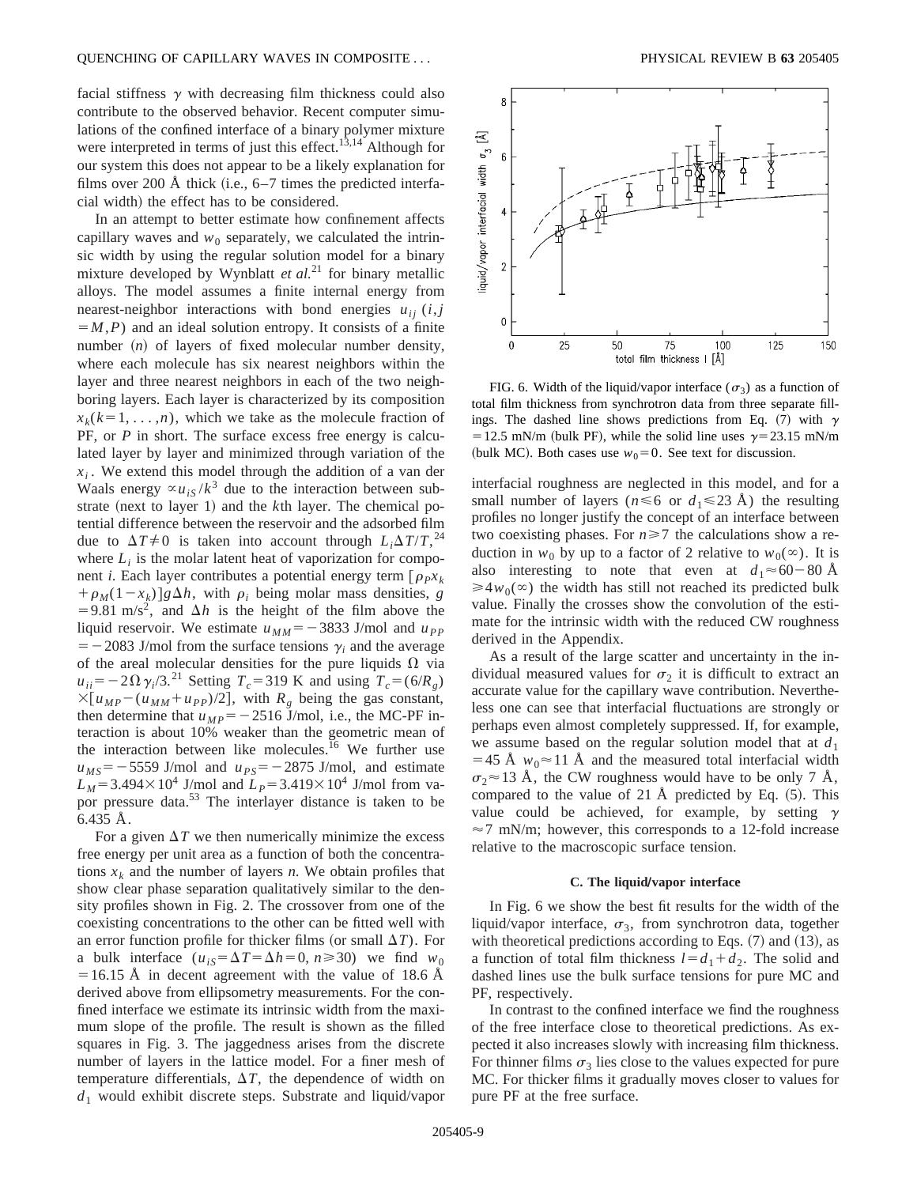facial stiffness $\gamma$ with decreasing film thickness could also contribute to the observed behavior. Recent computer simulations of the confined interface of a binary polymer mixture were interpreted in terms of just this effect.[13,14] Although for our system this does not appear to be a likely explanation for films over 200 Å thick (i.e., 6–7 times the predicted interfacial width) the effect has to be considered.

In an attempt to better estimate how confinement affects capillary waves and $w_0$ separately, we calculated the intrinsic width by using the regular solution model for a binary mixture developed by Wynblatt *et al.*[21] for binary metallic alloys. The model assumes a finite internal energy from nearest-neighbor interactions with bond energies $u_{ij}$ $(i,j = M,P)$ and an ideal solution entropy. It consists of a finite number $(n)$ of layers of fixed molecular number density, where each molecule has six nearest neighbors within the layer and three nearest neighbors in each of the two neighboring layers. Each layer is characterized by its composition $x_k (k=1,\ldots,n)$, which we take as the molecule fraction of PF, or $P$ in short. The surface excess free energy is calculated layer by layer and minimized through variation of the $x_i$. We extend this model through the addition of a van der Waals energy $\propto u_{iS}/k^3$ due to the interaction between substrate (next to layer 1) and the $k$th layer. The chemical potential difference between the reservoir and the adsorbed film due to $\Delta T \neq 0$ is taken into account through $L_i \Delta T/T$,[24] where $L_i$ is the molar latent heat of vaporization for component $i$. Each layer contributes a potential energy term $[\rho_P x_k + \rho_M(1-x_k)]g\Delta h$, with $\rho_i$ being molar mass densities, $g = 9.81$ m/s$^2$, and $\Delta h$ is the height of the film above the liquid reservoir. We estimate $u_{MM} = -3833$ J/mol and $u_{PP} = -2083$ J/mol from the surface tensions $\gamma_i$ and the average of the areal molecular densities for the pure liquids $\Omega$ via $u_{ii} = -2\Omega\gamma_i/3$.[21] Setting $T_c = 319$ K and using $T_c = (6/R_g) \times [u_{MP} - (u_{MM}+u_{PP})/2]$, with $R_g$ being the gas constant, then determine that $u_{MP} = -2516$ J/mol, i.e., the MC-PF interaction is about 10% weaker than the geometric mean of the interaction between like molecules.[16] We further use $u_{MS} = -5559$ J/mol and $u_{PS} = -2875$ J/mol, and estimate $L_M = 3.494 \times 10^4$ J/mol and $L_P = 3.419 \times 10^4$ J/mol from vapor pressure data.[53] The interlayer distance is taken to be 6.435 Å.

For a given $\Delta T$ we then numerically minimize the excess free energy per unit area as a function of both the concentrations $x_k$ and the number of layers $n$. We obtain profiles that show clear phase separation qualitatively similar to the density profiles shown in Fig. 2. The crossover from one of the coexisting concentrations to the other can be fitted well with an error function profile for thicker films (or small $\Delta T$). For a bulk interface $(u_{iS} = \Delta T = \Delta h = 0,\ n \geq 30)$ we find $w_0 = 16.15$ Å in decent agreement with the value of 18.6 Å derived above from ellipsometry measurements. For the confined interface we estimate its intrinsic width from the maximum slope of the profile. The result is shown as the filled squares in Fig. 3. The jaggedness arises from the discrete number of layers in the lattice model. For a finer mesh of temperature differentials, $\Delta T$, the dependence of width on $d_1$ would exhibit discrete steps. Substrate and liquid/vapor interfacial roughness are neglected in this model, and for a small number of layers ($n \leq 6$ or $d_1 \leq 23$ Å) the resulting profiles no longer justify the concept of an interface between two coexisting phases. For $n \geq 7$ the calculations show a reduction in $w_0$ by up to a factor of 2 relative to $w_0(\infty)$. It is also interesting to note that even at $d_1 \approx 60-80$ Å $\geq 4w_0(\infty)$ the width has still not reached its predicted bulk value. Finally the crosses show the convolution of the estimate for the intrinsic width with the reduced CW roughness derived in the Appendix.

As a result of the large scatter and uncertainty in the individual measured values for $\sigma_2$ it is difficult to extract an accurate value for the capillary wave contribution. Nevertheless one can see that interfacial fluctuations are strongly or perhaps even almost completely suppressed. If, for example, we assume based on the regular solution model that at $d_1 = 45$ Å $w_0 \approx 11$ Å and the measured total interfacial width $\sigma_2 \approx 13$ Å, the CW roughness would have to be only 7 Å, compared to the value of 21 Å predicted by Eq. (5). This value could be achieved, for example, by setting $\gamma \approx 7$ mN/m; however, this corresponds to a 12-fold increase relative to the macroscopic surface tension.

FIG. 6. Width of the liquid/vapor interface ($\sigma_3$) as a function of total film thickness from synchrotron data from three separate fillings. The dashed line shows predictions from Eq. (7) with $\gamma = 12.5$ mN/m (bulk PF), while the solid line uses $\gamma = 23.15$ mN/m (bulk MC). Both cases use $w_0 = 0$. See text for discussion.

### C. The liquid/vapor interface

In Fig. 6 we show the best fit results for the width of the liquid/vapor interface, $\sigma_3$, from synchrotron data, together with theoretical predictions according to Eqs. (7) and (13), as a function of total film thickness $l = d_1 + d_2$. The solid and dashed lines use the bulk surface tensions for pure MC and PF, respectively.

In contrast to the confined interface we find the roughness of the free interface close to theoretical predictions. As expected it also increases slowly with increasing film thickness. For thinner films $\sigma_3$ lies close to the values expected for pure MC. For thicker films it gradually moves closer to values for pure PF at the free surface.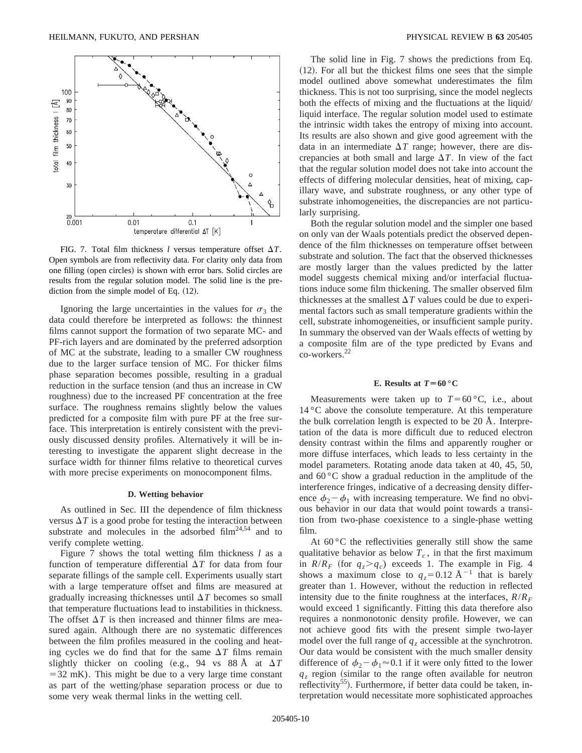FIG. 7. Total film thickness $l$ versus temperature offset $\Delta T$. Open symbols are from reflectivity data. For clarity only data from one filling (open circles) is shown with error bars. Solid circles are results from the regular solution model. The solid line is the prediction from the simple model of Eq. (12).

Ignoring the large uncertainties in the values for $\sigma_3$ the data could therefore be interpreted as follows: the thinnest films cannot support the formation of two separate MC- and PF-rich layers and are dominated by the preferred adsorption of MC at the substrate, leading to a smaller CW roughness due to the larger surface tension of MC. For thicker films phase separation becomes possible, resulting in a gradual reduction in the surface tension (and thus an increase in CW roughness) due to the increased PF concentration at the free surface. The roughness remains slightly below the values predicted for a composite film with pure PF at the free surface. This interpretation is entirely consistent with the previously discussed density profiles. Alternatively it will be interesting to investigate the apparent slight decrease in the surface width for thinner films relative to theoretical curves with more precise experiments on monocomponent films.

#### D. Wetting behavior

As outlined in Sec. III the dependence of film thickness versus $\Delta T$ is a good probe for testing the interaction between substrate and molecules in the adsorbed film[24,54] and to verify complete wetting.

Figure 7 shows the total wetting film thickness $l$ as a function of temperature differential $\Delta T$ for data from four separate fillings of the sample cell. Experiments usually start with a large temperature offset and films are measured at gradually increasing thicknesses until $\Delta T$ becomes so small that temperature fluctuations lead to instabilities in thickness. The offset $\Delta T$ is then increased and thinner films are measured again. Although there are no systematic differences between the film profiles measured in the cooling and heating cycles we do find that for the same $\Delta T$ films remain slightly thicker on cooling (e.g., 94 vs 88 Å at $\Delta T = 32$ mK). This might be due to a very large time constant as part of the wetting/phase separation process or due to some very weak thermal links in the wetting cell.

The solid line in Fig. 7 shows the predictions from Eq. (12). For all but the thickest films one sees that the simple model outlined above somewhat underestimates the film thickness. This is not too surprising, since the model neglects both the effects of mixing and the fluctuations at the liquid/liquid interface. The regular solution model used to estimate the intrinsic width takes the entropy of mixing into account. Its results are also shown and give good agreement with the data in an intermediate $\Delta T$ range; however, there are discrepancies at both small and large $\Delta T$. In view of the fact that the regular solution model does not take into account the effects of differing molecular densities, heat of mixing, capillary wave, and substrate roughness, or any other type of substrate inhomogeneities, the discrepancies are not particularly surprising.

Both the regular solution model and the simpler one based on only van der Waals potentials predict the observed dependence of the film thicknesses on temperature offset between substrate and solution. The fact that the observed thicknesses are mostly larger than the values predicted by the latter model suggests chemical mixing and/or interfacial fluctuations induce some film thickening. The smaller observed film thicknesses at the smallest $\Delta T$ values could be due to experimental factors such as small temperature gradients within the cell, substrate inhomogeneities, or insufficient sample purity. In summary the observed van der Waals effects of wetting by a composite film are of the type predicted by Evans and co-workers.[22]

#### E. Results at $T = 60\,^{\circ}$C

Measurements were taken up to $T = 60\,^{\circ}$C, i.e., about $14\,^{\circ}$C above the consolute temperature. At this temperature the bulk correlation length is expected to be 20 Å. Interpretation of the data is more difficult due to reduced electron density contrast within the films and apparently rougher or more diffuse interfaces, which leads to less certainty in the model parameters. Rotating anode data taken at 40, 45, 50, and $60\,^{\circ}$C show a gradual reduction in the amplitude of the interference fringes, indicative of a decreasing density difference $\phi_2 - \phi_1$ with increasing temperature. We find no obvious behavior in our data that would point towards a transition from two-phase coexistence to a single-phase wetting film.

At $60\,^{\circ}$C the reflectivities generally still show the same qualitative behavior as below $T_c$, in that the first maximum in $R/R_F$ (for $q_z > q_c$) exceeds 1. The example in Fig. 4 shows a maximum close to $q_z = 0.12$ Å$^{-1}$ that is barely greater than 1. However, without the reduction in reflected intensity due to the finite roughness at the interfaces, $R/R_F$ would exceed 1 significantly. Fitting this data therefore also requires a nonmonotonic density profile. However, we can not achieve good fits with the present simple two-layer model over the full range of $q_z$ accessible at the synchrotron. Our data would be consistent with the much smaller density difference of $\phi_2 - \phi_1 \approx 0.1$ if it were only fitted to the lower $q_z$ region (similar to the range often available for neutron reflectivity[55]). Furthermore, if better data could be taken, interpretation would necessitate more sophisticated approaches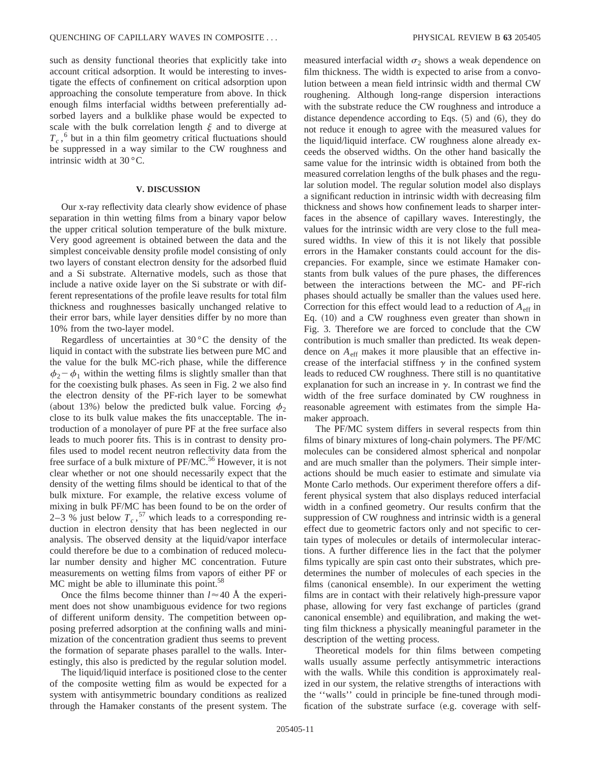such as density functional theories that explicitly take into account critical adsorption. It would be interesting to investigate the effects of confinement on critical adsorption upon approaching the consolute temperature from above. In thick enough films interfacial widths between preferentially adsorbed layers and a bulklike phase would be expected to scale with the bulk correlation length $\xi$ and to diverge at $T_c$,[6] but in a thin film geometry critical fluctuations should be suppressed in a way similar to the CW roughness and intrinsic width at 30 °C.

## V. DISCUSSION

Our x-ray reflectivity data clearly show evidence of phase separation in thin wetting films from a binary vapor below the upper critical solution temperature of the bulk mixture. Very good agreement is obtained between the data and the simplest conceivable density profile model consisting of only two layers of constant electron density for the adsorbed fluid and a Si substrate. Alternative models, such as those that include a native oxide layer on the Si substrate or with different representations of the profile leave results for total film thickness and roughnesses basically unchanged relative to their error bars, while layer densities differ by no more than 10% from the two-layer model.

Regardless of uncertainties at 30 °C the density of the liquid in contact with the substrate lies between pure MC and the value for the bulk MC-rich phase, while the difference $\phi_2-\phi_1$ within the wetting films is slightly smaller than that for the coexisting bulk phases. As seen in Fig. 2 we also find the electron density of the PF-rich layer to be somewhat (about 13%) below the predicted bulk value. Forcing $\phi_2$ close to its bulk value makes the fits unacceptable. The introduction of a monolayer of pure PF at the free surface also leads to much poorer fits. This is in contrast to density profiles used to model recent neutron reflectivity data from the free surface of a bulk mixture of PF/MC.[56] However, it is not clear whether or not one should necessarily expect that the density of the wetting films should be identical to that of the bulk mixture. For example, the relative excess volume of mixing in bulk PF/MC has been found to be on the order of 2–3 % just below $T_c$,[57] which leads to a corresponding reduction in electron density that has been neglected in our analysis. The observed density at the liquid/vapor interface could therefore be due to a combination of reduced molecular number density and higher MC concentration. Future measurements on wetting films from vapors of either PF or MC might be able to illuminate this point.[58]

Once the films become thinner than $l\approx 40$ Å the experiment does not show unambiguous evidence for two regions of different uniform density. The competition between opposing preferred adsorption at the confining walls and minimization of the concentration gradient thus seems to prevent the formation of separate phases parallel to the walls. Interestingly, this also is predicted by the regular solution model.

The liquid/liquid interface is positioned close to the center of the composite wetting film as would be expected for a system with antisymmetric boundary conditions as realized through the Hamaker constants of the present system. The measured interfacial width $\sigma_2$ shows a weak dependence on film thickness. The width is expected to arise from a convolution between a mean field intrinsic width and thermal CW roughening. Although long-range dispersion interactions with the substrate reduce the CW roughness and introduce a distance dependence according to Eqs. (5) and (6), they do not reduce it enough to agree with the measured values for the liquid/liquid interface. CW roughness alone already exceeds the observed widths. On the other hand basically the same value for the intrinsic width is obtained from both the measured correlation lengths of the bulk phases and the regular solution model. The regular solution model also displays a significant reduction in intrinsic width with decreasing film thickness and shows how confinement leads to sharper interfaces in the absence of capillary waves. Interestingly, the values for the intrinsic width are very close to the full measured widths. In view of this it is not likely that possible errors in the Hamaker constants could account for the discrepancies. For example, since we estimate Hamaker constants from bulk values of the pure phases, the differences between the interactions between the MC- and PF-rich phases should actually be smaller than the values used here. Correction for this effect would lead to a reduction of $A_{\mathrm{eff}}$ in Eq. (10) and a CW roughness even greater than shown in Fig. 3. Therefore we are forced to conclude that the CW contribution is much smaller than predicted. Its weak dependence on $A_{\mathrm{eff}}$ makes it more plausible that an effective increase of the interfacial stiffness $\gamma$ in the confined system leads to reduced CW roughness. There still is no quantitative explanation for such an increase in $\gamma$. In contrast we find the width of the free surface dominated by CW roughness in reasonable agreement with estimates from the simple Hamaker approach.

The PF/MC system differs in several respects from thin films of binary mixtures of long-chain polymers. The PF/MC molecules can be considered almost spherical and nonpolar and are much smaller than the polymers. Their simple interactions should be much easier to estimate and simulate via Monte Carlo methods. Our experiment therefore offers a different physical system that also displays reduced interfacial width in a confined geometry. Our results confirm that the suppression of CW roughness and intrinsic width is a general effect due to geometric factors only and not specific to certain types of molecules or details of intermolecular interactions. A further difference lies in the fact that the polymer films typically are spin cast onto their substrates, which predetermines the number of molecules of each species in the films (canonical ensemble). In our experiment the wetting films are in contact with their relatively high-pressure vapor phase, allowing for very fast exchange of particles (grand canonical ensemble) and equilibration, and making the wetting film thickness a physically meaningful parameter in the description of the wetting process.

Theoretical models for thin films between competing walls usually assume perfectly antisymmetric interactions with the walls. While this condition is approximately realized in our system, the relative strengths of interactions with the ''walls'' could in principle be fine-tuned through modification of the substrate surface (e.g. coverage with self-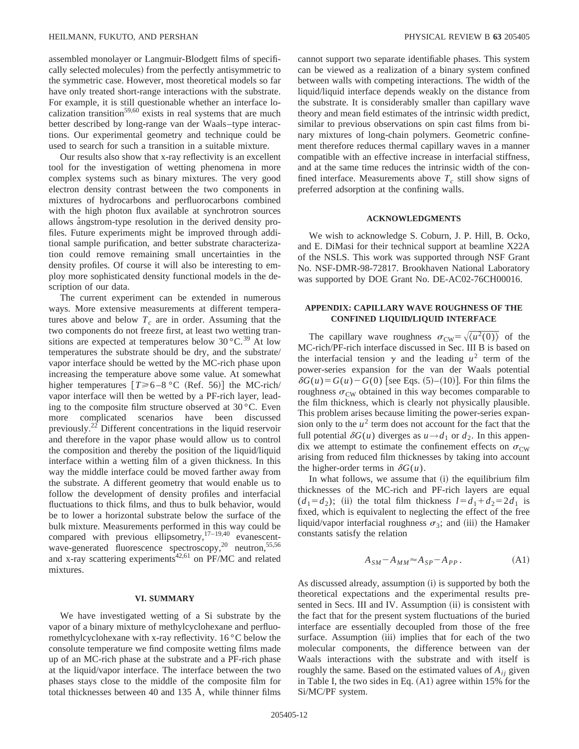assembled monolayer or Langmuir-Blodgett films of specifically selected molecules) from the perfectly antisymmetric to the symmetric case. However, most theoretical models so far have only treated short-range interactions with the substrate. For example, it is still questionable whether an interface localization transition[59,60] exists in real systems that are much better described by long-range van der Waals–type interactions. Our experimental geometry and technique could be used to search for such a transition in a suitable mixture.

Our results also show that x-ray reflectivity is an excellent tool for the investigation of wetting phenomena in more complex systems such as binary mixtures. The very good electron density contrast between the two components in mixtures of hydrocarbons and perfluorocarbons combined with the high photon flux available at synchrotron sources allows ångstrom-type resolution in the derived density profiles. Future experiments might be improved through additional sample purification, and better substrate characterization could remove remaining small uncertainties in the density profiles. Of course it will also be interesting to employ more sophisticated density functional models in the description of our data.

The current experiment can be extended in numerous ways. More extensive measurements at different temperatures above and below $T_c$ are in order. Assuming that the two components do not freeze first, at least two wetting transitions are expected at temperatures below 30 °C.[39] At low temperatures the substrate should be dry, and the substrate/vapor interface should be wetted by the MC-rich phase upon increasing the temperature above some value. At somewhat higher temperatures [$T \gtrsim 6$–8 °C (Ref. 56)] the MC-rich/vapor interface will then be wetted by a PF-rich layer, leading to the composite film structure observed at 30 °C. Even more complicated scenarios have been discussed previously.[22] Different concentrations in the liquid reservoir and therefore in the vapor phase would allow us to control the composition and thereby the position of the liquid/liquid interface within a wetting film of a given thickness. In this way the middle interface could be moved farther away from the substrate. A different geometry that would enable us to follow the development of density profiles and interfacial fluctuations to thick films, and thus to bulk behavior, would be to lower a horizontal substrate below the surface of the bulk mixture. Measurements performed in this way could be compared with previous ellipsometry,[17–19,40] evanescent-wave-generated fluorescence spectroscopy,[20] neutron,[55,56] and x-ray scattering experiments[42,61] on PF/MC and related mixtures.

## VI. SUMMARY

We have investigated wetting of a Si substrate by the vapor of a binary mixture of methylcyclohexane and perfluoromethylcyclohexane with x-ray reflectivity. 16 °C below the consolute temperature we find composite wetting films made up of an MC-rich phase at the substrate and a PF-rich phase at the liquid/vapor interface. The interface between the two phases stays close to the middle of the composite film for total thicknesses between 40 and 135 Å, while thinner films cannot support two separate identifiable phases. This system can be viewed as a realization of a binary system confined between walls with competing interactions. The width of the liquid/liquid interface depends weakly on the distance from the substrate. It is considerably smaller than capillary wave theory and mean field estimates of the intrinsic width predict, similar to previous observations on spin cast films from binary mixtures of long-chain polymers. Geometric confinement therefore reduces thermal capillary waves in a manner compatible with an effective increase in interfacial stiffness, and at the same time reduces the intrinsic width of the confined interface. Measurements above $T_c$ still show signs of preferred adsorption at the confining walls.

## ACKNOWLEDGMENTS

We wish to acknowledge S. Coburn, J. P. Hill, B. Ocko, and E. DiMasi for their technical support at beamline X22A of the NSLS. This work was supported through NSF Grant No. NSF-DMR-98-72817. Brookhaven National Laboratory was supported by DOE Grant No. DE-AC02-76CH00016.

## APPENDIX: CAPILLARY WAVE ROUGHNESS OF THE CONFINED LIQUID/LIQUID INTERFACE

The capillary wave roughness $\sigma_{\mathrm{CW}} = \sqrt{\langle u^2(0) \rangle}$ of the MC-rich/PF-rich interface discussed in Sec. III B is based on the interfacial tension $\gamma$ and the leading $u^2$ term of the power-series expansion for the van der Waals potential $\delta G(u) = G(u) - G(0)$ [see Eqs. (5)–(10)]. For thin films the roughness $\sigma_{\mathrm{CW}}$ obtained in this way becomes comparable to the film thickness, which is clearly not physically plausible. This problem arises because limiting the power-series expansion only to the $u^2$ term does not account for the fact that the full potential $\delta G(u)$ diverges as $u \to d_1$ or $d_2$. In this appendix we attempt to estimate the confinement effects on $\sigma_{\mathrm{CW}}$ arising from reduced film thicknesses by taking into account the higher-order terms in $\delta G(u)$.

In what follows, we assume that (i) the equilibrium film thicknesses of the MC-rich and PF-rich layers are equal ($d_1 = d_2$); (ii) the total film thickness $l = d_1 + d_2 = 2d_1$ is fixed, which is equivalent to neglecting the effect of the free liquid/vapor interfacial roughness $\sigma_3$; and (iii) the Hamaker constants satisfy the relation

$$A_{SM} - A_{MM} \approx A_{SP} - A_{PP}. \tag{A1}$$

As discussed already, assumption (i) is supported by both the theoretical expectations and the experimental results presented in Secs. III and IV. Assumption (ii) is consistent with the fact that for the present system fluctuations of the buried interface are essentially decoupled from those of the free surface. Assumption (iii) implies that for each of the two molecular components, the difference between van der Waals interactions with the substrate and with itself is roughly the same. Based on the estimated values of $A_{ij}$ given in Table I, the two sides in Eq. (A1) agree within 15% for the Si/MC/PF system.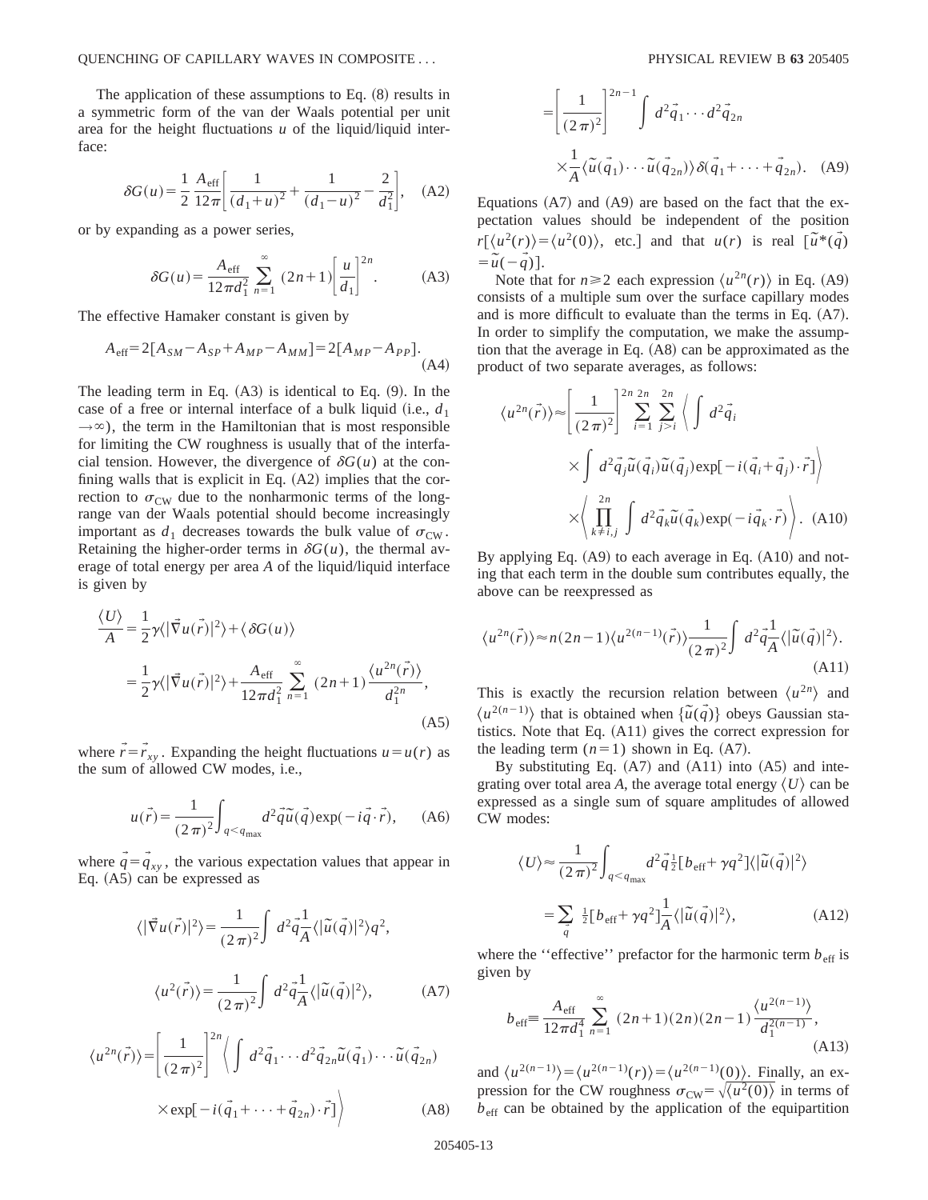The application of these assumptions to Eq. (8) results in a symmetric form of the van der Waals potential per unit area for the height fluctuations $u$ of the liquid/liquid interface:

$$\delta G(u) = \frac{1}{2}\frac{A_{\rm eff}}{12\pi}\left[\frac{1}{(d_1+u)^2}+\frac{1}{(d_1-u)^2}-\frac{2}{d_1^2}\right], \quad \text{(A2)}$$

or by expanding as a power series,

$$\delta G(u) = \frac{A_{\rm eff}}{12\pi d_1^2}\sum_{n=1}^{\infty}(2n+1)\left[\frac{u}{d_1}\right]^{2n}. \quad \text{(A3)}$$

The effective Hamaker constant is given by

$$A_{\rm eff} = 2[A_{SM}-A_{SP}+A_{MP}-A_{MM}] = 2[A_{MP}-A_{PP}]. \quad \text{(A4)}$$

The leading term in Eq. (A3) is identical to Eq. (9). In the case of a free or internal interface of a bulk liquid (i.e., $d_1 \to \infty$), the term in the Hamiltonian that is most responsible for limiting the CW roughness is usually that of the interfacial tension. However, the divergence of $\delta G(u)$ at the confining walls that is explicit in Eq. (A2) implies that the correction to $\sigma_{\rm CW}$ due to the nonharmonic terms of the long-range van der Waals potential should become increasingly important as $d_1$ decreases towards the bulk value of $\sigma_{\rm CW}$. Retaining the higher-order terms in $\delta G(u)$, the thermal average of total energy per area $A$ of the liquid/liquid interface is given by

$$\frac{\langle U\rangle}{A} = \frac{1}{2}\gamma\langle|\vec{\nabla}u(\vec{r})|^2\rangle + \langle \delta G(u)\rangle$$
$$= \frac{1}{2}\gamma\langle|\vec{\nabla}u(\vec{r})|^2\rangle + \frac{A_{\rm eff}}{12\pi d_1^2}\sum_{n=1}^{\infty}(2n+1)\frac{\langle u^{2n}(\vec{r})\rangle}{d_1^{2n}}, \quad \text{(A5)}$$

where $\vec{r}=\vec{r}_{xy}$. Expanding the height fluctuations $u=u(r)$ as the sum of allowed CW modes, i.e.,

$$u(\vec{r}) = \frac{1}{(2\pi)^2}\int_{q<q_{\rm max}} d^2\vec{q}\,\tilde{u}(\vec{q})\exp(-i\vec{q}\cdot\vec{r}), \quad \text{(A6)}$$

where $\vec{q}=\vec{q}_{xy}$, the various expectation values that appear in Eq. (A5) can be expressed as

$$\langle|\vec{\nabla}u(\vec{r})|^2\rangle = \frac{1}{(2\pi)^2}\int d^2\vec{q}\frac{1}{A}\langle|\tilde{u}(\vec{q})|^2\rangle q^2,$$

$$\langle u^2(\vec{r})\rangle = \frac{1}{(2\pi)^2}\int d^2\vec{q}\frac{1}{A}\langle|\tilde{u}(\vec{q})|^2\rangle, \quad \text{(A7)}$$

$$\langle u^{2n}(\vec{r})\rangle = \left[\frac{1}{(2\pi)^2}\right]^{2n}\left\langle \int d^2\vec{q}_1\cdots d^2\vec{q}_{2n}\tilde{u}(\vec{q}_1)\cdots\tilde{u}(\vec{q}_{2n}) \times \exp[-i(\vec{q}_1+\cdots+\vec{q}_{2n})\cdot\vec{r}]\right\rangle \quad \text{(A8)}$$

$$= \left[\frac{1}{(2\pi)^2}\right]^{2n-1}\int d^2\vec{q}_1\cdots d^2\vec{q}_{2n} \times\frac{1}{A}\langle\tilde{u}(\vec{q}_1)\cdots\tilde{u}(\vec{q}_{2n})\rangle\delta(\vec{q}_1+\cdots+\vec{q}_{2n}). \quad \text{(A9)}$$

Equations (A7) and (A9) are based on the fact that the expectation values should be independent of the position $r[\langle u^2(r)\rangle = \langle u^2(0)\rangle$, etc.] and that $u(r)$ is real $[\tilde{u}^*(\vec{q}) = \tilde{u}(-\vec{q})]$.

Note that for $n\geq 2$ each expression $\langle u^{2n}(r)\rangle$ in Eq. (A9) consists of a multiple sum over the surface capillary modes and is more difficult to evaluate than the terms in Eq. (A7). In order to simplify the computation, we make the assumption that the average in Eq. (A8) can be approximated as the product of two separate averages, as follows:

$$\langle u^{2n}(\vec{r})\rangle \approx \left[\frac{1}{(2\pi)^2}\right]^{2n}\sum_{i=1}^{2n}\sum_{j>i}^{2n}\left\langle\int d^2\vec{q}_i \times\int d^2\vec{q}_j\tilde{u}(\vec{q}_i)\tilde{u}(\vec{q}_j)\exp[-i(\vec{q}_i+\vec{q}_j)\cdot\vec{r}]\right\rangle \times\left\langle\prod_{k\neq i,j}^{2n}\int d^2\vec{q}_k\tilde{u}(\vec{q}_k)\exp(-i\vec{q}_k\cdot\vec{r})\right\rangle. \quad \text{(A10)}$$

By applying Eq. (A9) to each average in Eq. (A10) and noting that each term in the double sum contributes equally, the above can be reexpressed as

$$\langle u^{2n}(\vec{r})\rangle \approx n(2n-1)\langle u^{2(n-1)}(\vec{r})\rangle\frac{1}{(2\pi)^2}\int d^2\vec{q}\frac{1}{A}\langle|\tilde{u}(\vec{q})|^2\rangle. \quad \text{(A11)}$$

This is exactly the recursion relation between $\langle u^{2n}\rangle$ and $\langle u^{2(n-1)}\rangle$ that is obtained when $\{\tilde{u}(\vec{q})\}$ obeys Gaussian statistics. Note that Eq. (A11) gives the correct expression for the leading term ($n=1$) shown in Eq. (A7).

By substituting Eq. (A7) and (A11) into (A5) and integrating over total area $A$, the average total energy $\langle U\rangle$ can be expressed as a single sum of square amplitudes of allowed CW modes:

$$\langle U\rangle \approx \frac{1}{(2\pi)^2}\int_{q<q_{\rm max}} d^2\vec{q}\,\tfrac{1}{2}[b_{\rm eff}+\gamma q^2]\langle|\tilde{u}(\vec{q})|^2\rangle$$
$$= \sum_{\vec{q}}\tfrac{1}{2}[b_{\rm eff}+\gamma q^2]\frac{1}{A}\langle|\tilde{u}(\vec{q})|^2\rangle, \quad \text{(A12)}$$

where the "effective" prefactor for the harmonic term $b_{\rm eff}$ is given by

$$b_{\rm eff} \equiv \frac{A_{\rm eff}}{12\pi d_1^4}\sum_{n=1}^{\infty}(2n+1)(2n)(2n-1)\frac{\langle u^{2(n-1)}\rangle}{d_1^{2(n-1)}}, \quad \text{(A13)}$$

and $\langle u^{2(n-1)}\rangle = \langle u^{2(n-1)}(r)\rangle = \langle u^{2(n-1)}(0)\rangle$. Finally, an expression for the CW roughness $\sigma_{\rm CW} = \sqrt{\langle u^2(0)\rangle}$ in terms of $b_{\rm eff}$ can be obtained by the application of the equipartition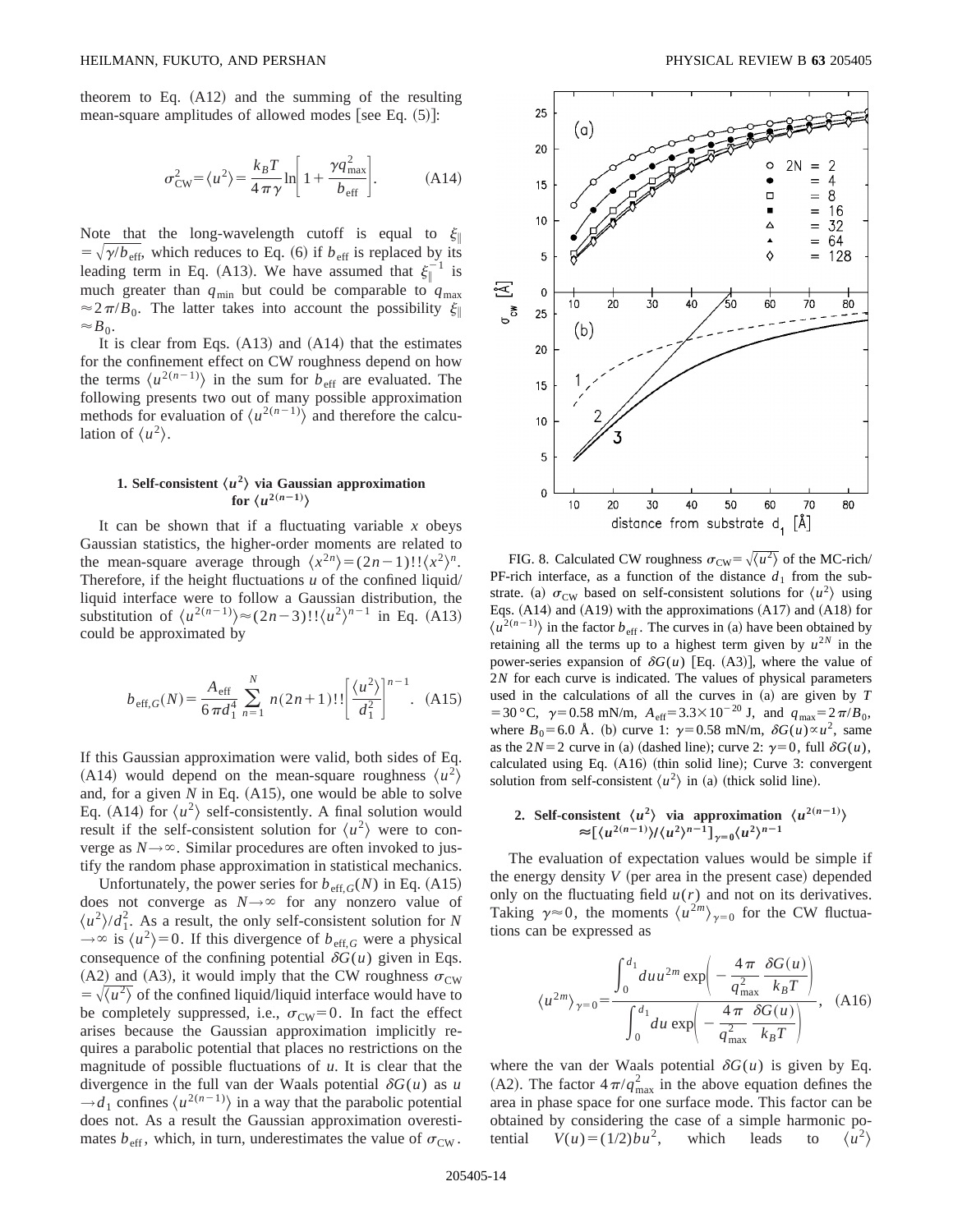theorem to Eq. (A12) and the summing of the resulting mean-square amplitudes of allowed modes [see Eq. (5)]:

$$\sigma_{\rm CW}^2 = \langle u^2 \rangle = \frac{k_B T}{4\pi\gamma} \ln\left[1 + \frac{\gamma q_{\max}^2}{b_{\rm eff}}\right]. \quad \text{(A14)}$$

Note that the long-wavelength cutoff is equal to $\xi_\parallel = \sqrt{\gamma/b_{\rm eff}}$, which reduces to Eq. (6) if $b_{\rm eff}$ is replaced by its leading term in Eq. (A13). We have assumed that $\xi_\parallel^{-1}$ is much greater than $q_{\min}$ but could be comparable to $q_{\max} \approx 2\pi/B_0$. The latter takes into account the possibility $\xi_\parallel \approx B_0$.

It is clear from Eqs. (A13) and (A14) that the estimates for the confinement effect on CW roughness depend on how the terms $\langle u^{2(n-1)} \rangle$ in the sum for $b_{\rm eff}$ are evaluated. The following presents two out of many possible approximation methods for evaluation of $\langle u^{2(n-1)} \rangle$ and therefore the calculation of $\langle u^2 \rangle$.

### 1. Self-consistent $\langle u^2 \rangle$ via Gaussian approximation for $\langle u^{2(n-1)} \rangle$

It can be shown that if a fluctuating variable $x$ obeys Gaussian statistics, the higher-order moments are related to the mean-square average through $\langle x^{2n} \rangle = (2n-1)!! \langle x^2 \rangle^n$. Therefore, if the height fluctuations $u$ of the confined liquid/liquid interface were to follow a Gaussian distribution, the substitution of $\langle u^{2(n-1)} \rangle \approx (2n-3)!! \langle u^2 \rangle^{n-1}$ in Eq. (A13) could be approximated by

$$b_{{\rm eff},G}(N) = \frac{A_{\rm eff}}{6\pi d_1^4} \sum_{n=1}^{N} n(2n+1)!! \left[\frac{\langle u^2 \rangle}{d_1^2}\right]^{n-1}. \quad \text{(A15)}$$

If this Gaussian approximation were valid, both sides of Eq. (A14) would depend on the mean-square roughness $\langle u^2 \rangle$ and, for a given $N$ in Eq. (A15), one would be able to solve Eq. (A14) for $\langle u^2 \rangle$ self-consistently. A final solution would result if the self-consistent solution for $\langle u^2 \rangle$ were to converge as $N \to \infty$. Similar procedures are often invoked to justify the random phase approximation in statistical mechanics.

Unfortunately, the power series for $b_{{\rm eff},G}(N)$ in Eq. (A15) does not converge as $N \to \infty$ for any nonzero value of $\langle u^2 \rangle / d_1^2$. As a result, the only self-consistent solution for $N \to \infty$ is $\langle u^2 \rangle = 0$. If this divergence of $b_{{\rm eff},G}$ were a physical consequence of the confining potential $\delta G(u)$ given in Eqs. (A2) and (A3), it would imply that the CW roughness $\sigma_{\rm CW} = \sqrt{\langle u^2 \rangle}$ of the confined liquid/liquid interface would have to be completely suppressed, i.e., $\sigma_{\rm CW} = 0$. In fact the effect arises because the Gaussian approximation implicitly requires a parabolic potential that places no restrictions on the magnitude of possible fluctuations of $u$. It is clear that the divergence in the full van der Waals potential $\delta G(u)$ as $u \to d_1$ confines $\langle u^{2(n-1)} \rangle$ in a way that the parabolic potential does not. As a result the Gaussian approximation overestimates $b_{\rm eff}$, which, in turn, underestimates the value of $\sigma_{\rm CW}$.

FIG. 8. Calculated CW roughness $\sigma_{\rm CW} = \sqrt{\langle u^2 \rangle}$ of the MC-rich/PF-rich interface, as a function of the distance $d_1$ from the substrate. (a) $\sigma_{\rm CW}$ based on self-consistent solutions for $\langle u^2 \rangle$ using Eqs. (A14) and (A19) with the approximations (A17) and (A18) for $\langle u^{2(n-1)} \rangle$ in the factor $b_{\rm eff}$. The curves in (a) have been obtained by retaining all the terms up to a highest term given by $u^{2N}$ in the power-series expansion of $\delta G(u)$ [Eq. (A3)], where the value of $2N$ for each curve is indicated. The values of physical parameters used in the calculations of all the curves in (a) are given by $T = 30\,°{\rm C}$, $\gamma = 0.58$ mN/m, $A_{\rm eff} = 3.3 \times 10^{-20}$ J, and $q_{\max} = 2\pi/B_0$, where $B_0 = 6.0$ Å. (b) curve 1: $\gamma = 0.58$ mN/m, $\delta G(u) \propto u^2$, same as the $2N = 2$ curve in (a) (dashed line); curve 2: $\gamma = 0$, full $\delta G(u)$, calculated using Eq. (A16) (thin solid line); Curve 3: convergent solution from self-consistent $\langle u^2 \rangle$ in (a) (thick solid line).

### 2. Self-consistent $\langle u^2 \rangle$ via approximation $\langle u^{2(n-1)} \rangle \approx [\langle u^{2(n-1)} \rangle / \langle u^2 \rangle^{n-1}]_{\gamma=0} \langle u^2 \rangle^{n-1}$

The evaluation of expectation values would be simple if the energy density $V$ (per area in the present case) depended only on the fluctuating field $u(r)$ and not on its derivatives. Taking $\gamma \approx 0$, the moments $\langle u^{2m} \rangle_{\gamma=0}$ for the CW fluctuations can be expressed as

$$\langle u^{2m} \rangle_{\gamma=0} = \frac{\displaystyle\int_0^{d_1} du\, u^{2m} \exp\left(-\frac{4\pi}{q_{\max}^2} \frac{\delta G(u)}{k_B T}\right)}{\displaystyle\int_0^{d_1} du \exp\left(-\frac{4\pi}{q_{\max}^2} \frac{\delta G(u)}{k_B T}\right)}, \quad \text{(A16)}$$

where the van der Waals potential $\delta G(u)$ is given by Eq. (A2). The factor $4\pi/q_{\max}^2$ in the above equation defines the area in phase space for one surface mode. This factor can be obtained by considering the case of a simple harmonic potential $V(u) = (1/2) b u^2$, which leads to $\langle u^2 \rangle$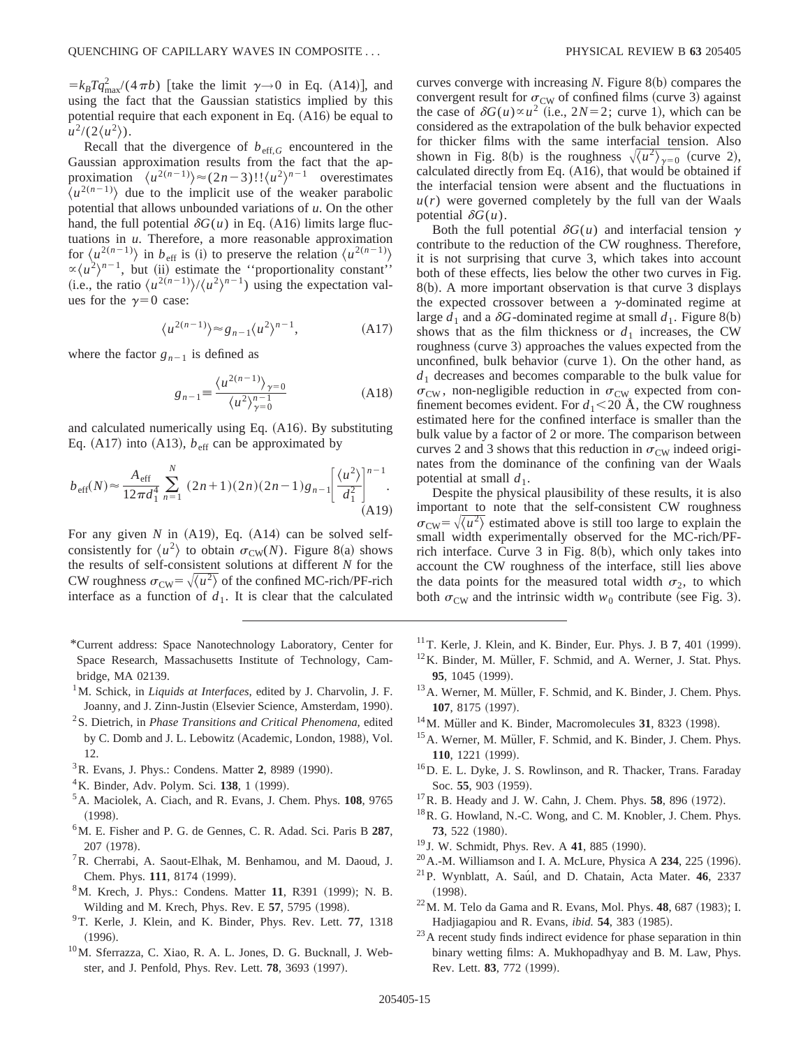$=k_BTq_{\max}^2/(4\pi b)$ [take the limit $\gamma\to 0$ in Eq. (A14)], and using the fact that the Gaussian statistics implied by this potential require that each exponent in Eq. (A16) be equal to $u^2/(2\langle u^2\rangle)$.

Recall that the divergence of $b_{\mathrm{eff},G}$ encountered in the Gaussian approximation results from the fact that the approximation $\langle u^{2(n-1)}\rangle \approx (2n-3)!!\langle u^2\rangle^{n-1}$ overestimates $\langle u^{2(n-1)}\rangle$ due to the implicit use of the weaker parabolic potential that allows unbounded variations of $u$. On the other hand, the full potential $\delta G(u)$ in Eq. (A16) limits large fluctuations in $u$. Therefore, a more reasonable approximation for $\langle u^{2(n-1)}\rangle$ in $b_{\mathrm{eff}}$ is (i) to preserve the relation $\langle u^{2(n-1)}\rangle \propto \langle u^2\rangle^{n-1}$, but (ii) estimate the "proportionality constant" (i.e., the ratio $\langle u^{2(n-1)}\rangle/\langle u^2\rangle^{n-1}$) using the expectation values for the $\gamma=0$ case:

$$\langle u^{2(n-1)}\rangle \approx g_{n-1}\langle u^2\rangle^{n-1}, \tag{A17}$$

where the factor $g_{n-1}$ is defined as

$$g_{n-1}\equiv \frac{\langle u^{2(n-1)}\rangle_{\gamma=0}}{\langle u^2\rangle_{\gamma=0}^{n-1}} \tag{A18}$$

and calculated numerically using Eq. (A16). By substituting Eq. (A17) into (A13), $b_{\mathrm{eff}}$ can be approximated by

$$b_{\mathrm{eff}}(N)\approx \frac{A_{\mathrm{eff}}}{12\pi d_1^4}\sum_{n=1}^{N}(2n+1)(2n)(2n-1)g_{n-1}\left[\frac{\langle u^2\rangle}{d_1^2}\right]^{n-1}. \tag{A19}$$

For any given $N$ in (A19), Eq. (A14) can be solved self-consistently for $\langle u^2\rangle$ to obtain $\sigma_{\mathrm{CW}}(N)$. Figure 8(a) shows the results of self-consistent solutions at different $N$ for the CW roughness $\sigma_{\mathrm{CW}}=\sqrt{\langle u^2\rangle}$ of the confined MC-rich/PF-rich interface as a function of $d_1$. It is clear that the calculated curves converge with increasing $N$. Figure 8(b) compares the convergent result for $\sigma_{\mathrm{CW}}$ of confined films (curve 3) against the case of $\delta G(u)\propto u^2$ (i.e., $2N=2$; curve 1), which can be considered as the extrapolation of the bulk behavior expected for thicker films with the same interfacial tension. Also shown in Fig. 8(b) is the roughness $\sqrt{\langle u^2\rangle_{\gamma=0}}$ (curve 2), calculated directly from Eq. (A16), that would be obtained if the interfacial tension were absent and the fluctuations in $u(r)$ were governed completely by the full van der Waals potential $\delta G(u)$.

Both the full potential $\delta G(u)$ and interfacial tension $\gamma$ contribute to the reduction of the CW roughness. Therefore, it is not surprising that curve 3, which takes into account both of these effects, lies below the other two curves in Fig. 8(b). A more important observation is that curve 3 displays the expected crossover between a $\gamma$-dominated regime at large $d_1$ and a $\delta G$-dominated regime at small $d_1$. Figure 8(b) shows that as the film thickness or $d_1$ increases, the CW roughness (curve 3) approaches the values expected from the unconfined, bulk behavior (curve 1). On the other hand, as $d_1$ decreases and becomes comparable to the bulk value for $\sigma_{\mathrm{CW}}$, non-negligible reduction in $\sigma_{\mathrm{CW}}$ expected from confinement becomes evident. For $d_1<20$ Å, the CW roughness estimated here for the confined interface is smaller than the bulk value by a factor of 2 or more. The comparison between curves 2 and 3 shows that this reduction in $\sigma_{\mathrm{CW}}$ indeed originates from the dominance of the confining van der Waals potential at small $d_1$.

Despite the physical plausibility of these results, it is also important to note that the self-consistent CW roughness $\sigma_{\mathrm{CW}}=\sqrt{\langle u^2\rangle}$ estimated above is still too large to explain the small width experimentally observed for the MC-rich/PF-rich interface. Curve 3 in Fig. 8(b), which only takes into account the CW roughness of the interface, still lies above the data points for the measured total width $\sigma_2$, to which both $\sigma_{\mathrm{CW}}$ and the intrinsic width $w_0$ contribute (see Fig. 3).

---

*Current address: Space Nanotechnology Laboratory, Center for Space Research, Massachusetts Institute of Technology, Cambridge, MA 02139.

[1] M. Schick, in *Liquids at Interfaces*, edited by J. Charvolin, J. F. Joanny, and J. Zinn-Justin (Elsevier Science, Amsterdam, 1990).

[2] S. Dietrich, in *Phase Transitions and Critical Phenomena*, edited by C. Domb and J. L. Lebowitz (Academic, London, 1988), Vol. 12.

[3] R. Evans, J. Phys.: Condens. Matter **2**, 8989 (1990).

[4] K. Binder, Adv. Polym. Sci. **138**, 1 (1999).

[5] A. Maciolek, A. Ciach, and R. Evans, J. Chem. Phys. **108**, 9765 (1998).

[6] M. E. Fisher and P. G. de Gennes, C. R. Adad. Sci. Paris B **287**, 207 (1978).

[7] R. Cherrabi, A. Saout-Elhak, M. Benhamou, and M. Daoud, J. Chem. Phys. **111**, 8174 (1999).

[8] M. Krech, J. Phys.: Condens. Matter **11**, R391 (1999); N. B. Wilding and M. Krech, Phys. Rev. E **57**, 5795 (1998).

[9] T. Kerle, J. Klein, and K. Binder, Phys. Rev. Lett. **77**, 1318 (1996).

[10] M. Sferrazza, C. Xiao, R. A. L. Jones, D. G. Bucknall, J. Webster, and J. Penfold, Phys. Rev. Lett. **78**, 3693 (1997).

[11] T. Kerle, J. Klein, and K. Binder, Eur. Phys. J. B **7**, 401 (1999).

[12] K. Binder, M. Müller, F. Schmid, and A. Werner, J. Stat. Phys. **95**, 1045 (1999).

[13] A. Werner, M. Müller, F. Schmid, and K. Binder, J. Chem. Phys. **107**, 8175 (1997).

[14] M. Müller and K. Binder, Macromolecules **31**, 8323 (1998).

[15] A. Werner, M. Müller, F. Schmid, and K. Binder, J. Chem. Phys. **110**, 1221 (1999).

[16] D. E. L. Dyke, J. S. Rowlinson, and R. Thacker, Trans. Faraday Soc. **55**, 903 (1959).

[17] R. B. Heady and J. W. Cahn, J. Chem. Phys. **58**, 896 (1972).

[18] R. G. Howland, N.-C. Wong, and C. M. Knobler, J. Chem. Phys. **73**, 522 (1980).

[19] J. W. Schmidt, Phys. Rev. A **41**, 885 (1990).

[20] A.-M. Williamson and I. A. McLure, Physica A **234**, 225 (1996).

[21] P. Wynblatt, A. Saúl, and D. Chatain, Acta Mater. **46**, 2337 (1998).

[22] M. M. Telo da Gama and R. Evans, Mol. Phys. **48**, 687 (1983); I. Hadjiagapiou and R. Evans, *ibid.* **54**, 383 (1985).

[23] A recent study finds indirect evidence for phase separation in thin binary wetting films: A. Mukhopadhyay and B. M. Law, Phys. Rev. Lett. **83**, 772 (1999).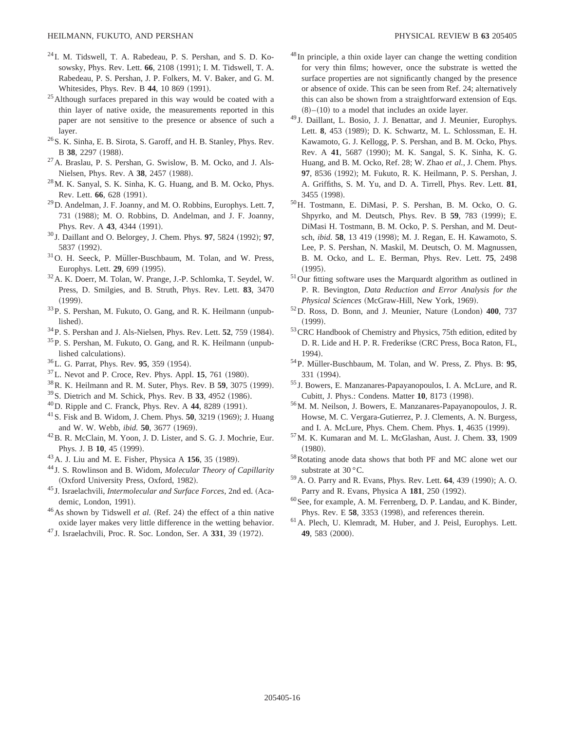[24] I. M. Tidswell, T. A. Rabedeau, P. S. Pershan, and S. D. Kosowsky, Phys. Rev. Lett. **66**, 2108 (1991); I. M. Tidswell, T. A. Rabedeau, P. S. Pershan, J. P. Folkers, M. V. Baker, and G. M. Whitesides, Phys. Rev. B **44**, 10 869 (1991).

[25] Although surfaces prepared in this way would be coated with a thin layer of native oxide, the measurements reported in this paper are not sensitive to the presence or absence of such a layer.

[26] S. K. Sinha, E. B. Sirota, S. Garoff, and H. B. Stanley, Phys. Rev. B **38**, 2297 (1988).

[27] A. Braslau, P. S. Pershan, G. Swislow, B. M. Ocko, and J. Als-Nielsen, Phys. Rev. A **38**, 2457 (1988).

[28] M. K. Sanyal, S. K. Sinha, K. G. Huang, and B. M. Ocko, Phys. Rev. Lett. **66**, 628 (1991).

[29] D. Andelman, J. F. Joanny, and M. O. Robbins, Europhys. Lett. **7**, 731 (1988); M. O. Robbins, D. Andelman, and J. F. Joanny, Phys. Rev. A **43**, 4344 (1991).

[30] J. Daillant and O. Belorgey, J. Chem. Phys. **97**, 5824 (1992); **97**, 5837 (1992).

[31] O. H. Seeck, P. Müller-Buschbaum, M. Tolan, and W. Press, Europhys. Lett. **29**, 699 (1995).

[32] A. K. Doerr, M. Tolan, W. Prange, J.-P. Schlomka, T. Seydel, W. Press, D. Smilgies, and B. Struth, Phys. Rev. Lett. **83**, 3470 (1999).

[33] P. S. Pershan, M. Fukuto, O. Gang, and R. K. Heilmann (unpublished).

[34] P. S. Pershan and J. Als-Nielsen, Phys. Rev. Lett. **52**, 759 (1984).

[35] P. S. Pershan, M. Fukuto, O. Gang, and R. K. Heilmann (unpublished calculations).

[36] L. G. Parrat, Phys. Rev. **95**, 359 (1954).

[37] L. Nevot and P. Croce, Rev. Phys. Appl. **15**, 761 (1980).

[38] R. K. Heilmann and R. M. Suter, Phys. Rev. B **59**, 3075 (1999).

[39] S. Dietrich and M. Schick, Phys. Rev. B **33**, 4952 (1986).

[40] D. Ripple and C. Franck, Phys. Rev. A **44**, 8289 (1991).

[41] S. Fisk and B. Widom, J. Chem. Phys. **50**, 3219 (1969); J. Huang and W. W. Webb, *ibid.* **50**, 3677 (1969).

[42] B. R. McClain, M. Yoon, J. D. Lister, and S. G. J. Mochrie, Eur. Phys. J. B **10**, 45 (1999).

[43] A. J. Liu and M. E. Fisher, Physica A **156**, 35 (1989).

[44] J. S. Rowlinson and B. Widom, *Molecular Theory of Capillarity* (Oxford University Press, Oxford, 1982).

[45] J. Israelachvili, *Intermolecular and Surface Forces*, 2nd ed. (Academic, London, 1991).

[46] As shown by Tidswell *et al.* (Ref. 24) the effect of a thin native oxide layer makes very little difference in the wetting behavior.

[47] J. Israelachvili, Proc. R. Soc. London, Ser. A **331**, 39 (1972).

[48] In principle, a thin oxide layer can change the wetting condition for very thin films; however, once the substrate is wetted the surface properties are not significantly changed by the presence or absence of oxide. This can be seen from Ref. 24; alternatively this can also be shown from a straightforward extension of Eqs. (8)–(10) to a model that includes an oxide layer.

[49] J. Daillant, L. Bosio, J. J. Benattar, and J. Meunier, Europhys. Lett. **8**, 453 (1989); D. K. Schwartz, M. L. Schlossman, E. H. Kawamoto, G. J. Kellogg, P. S. Pershan, and B. M. Ocko, Phys. Rev. A **41**, 5687 (1990); M. K. Sangal, S. K. Sinha, K. G. Huang, and B. M. Ocko, Ref. 28; W. Zhao *et al.*, J. Chem. Phys. **97**, 8536 (1992); M. Fukuto, R. K. Heilmann, P. S. Pershan, J. A. Griffiths, S. M. Yu, and D. A. Tirrell, Phys. Rev. Lett. **81**, 3455 (1998).

[50] H. Tostmann, E. DiMasi, P. S. Pershan, B. M. Ocko, O. G. Shpyrko, and M. Deutsch, Phys. Rev. B **59**, 783 (1999); E. DiMasi H. Tostmann, B. M. Ocko, P. S. Pershan, and M. Deutsch, *ibid.* **58**, 13 419 (1998); M. J. Regan, E. H. Kawamoto, S. Lee, P. S. Pershan, N. Maskil, M. Deutsch, O. M. Magnussen, B. M. Ocko, and L. E. Berman, Phys. Rev. Lett. **75**, 2498 (1995).

[51] Our fitting software uses the Marquardt algorithm as outlined in P. R. Bevington, *Data Reduction and Error Analysis for the Physical Sciences* (McGraw-Hill, New York, 1969).

[52] D. Ross, D. Bonn, and J. Meunier, Nature (London) **400**, 737 (1999).

[53] CRC Handbook of Chemistry and Physics, 75th edition, edited by D. R. Lide and H. P. R. Frederikse (CRC Press, Boca Raton, FL, 1994).

[54] P. Müller-Buschbaum, M. Tolan, and W. Press, Z. Phys. B: **95**, 331 (1994).

[55] J. Bowers, E. Manzanares-Papayanopoulos, I. A. McLure, and R. Cubitt, J. Phys.: Condens. Matter **10**, 8173 (1998).

[56] M. M. Neilson, J. Bowers, E. Manzanares-Papayanopoulos, J. R. Howse, M. C. Vergara-Gutierrez, P. J. Clements, A. N. Burgess, and I. A. McLure, Phys. Chem. Chem. Phys. **1**, 4635 (1999).

[57] M. K. Kumaran and M. L. McGlashan, Aust. J. Chem. **33**, 1909 (1980).

[58] Rotating anode data shows that both PF and MC alone wet our substrate at 30 °C.

[59] A. O. Parry and R. Evans, Phys. Rev. Lett. **64**, 439 (1990); A. O. Parry and R. Evans, Physica A **181**, 250 (1992).

[60] See, for example, A. M. Ferrenberg, D. P. Landau, and K. Binder, Phys. Rev. E **58**, 3353 (1998), and references therein.

[61] A. Plech, U. Klemradt, M. Huber, and J. Peisl, Europhys. Lett. **49**, 583 (2000).